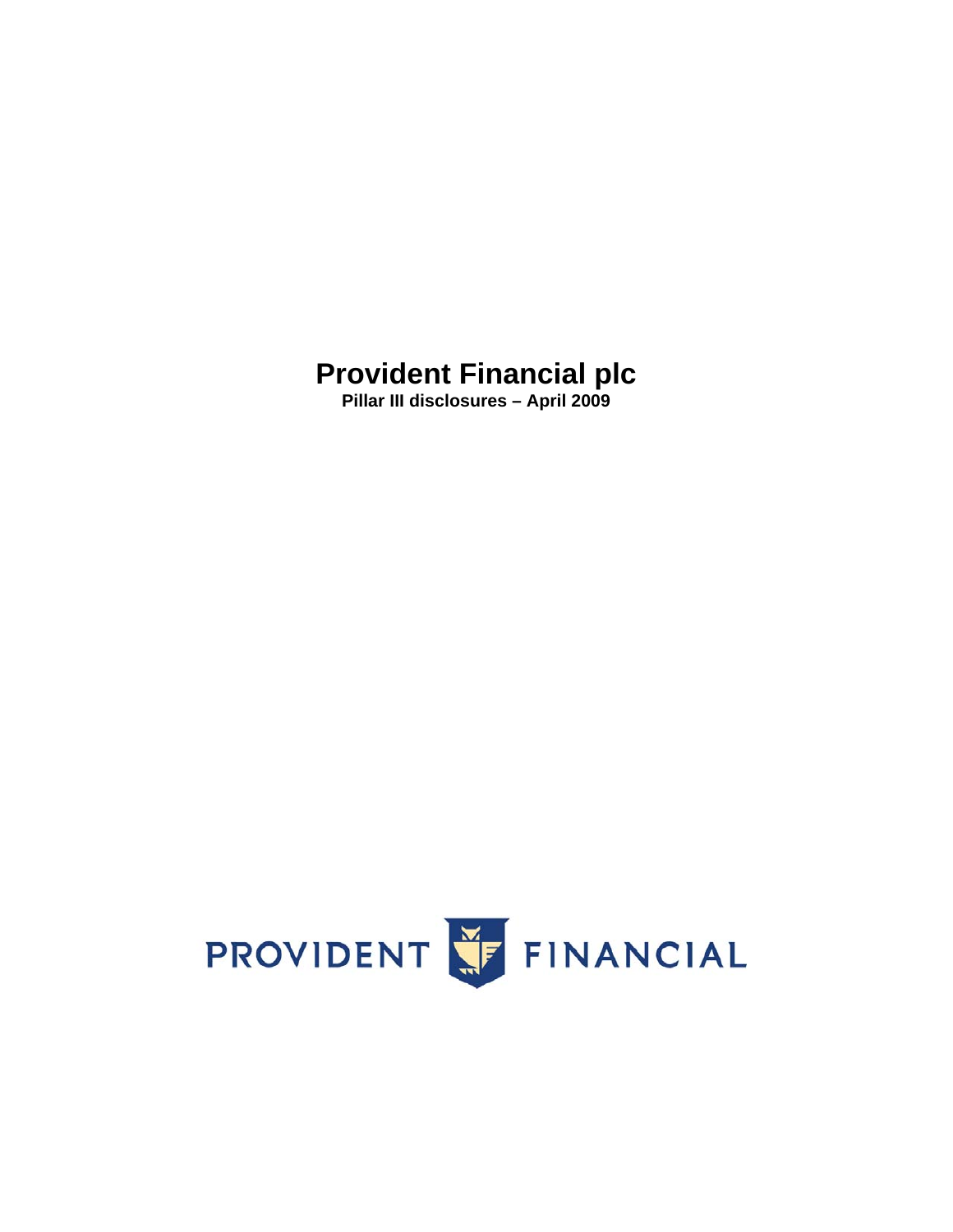# Provident Financial plc

**Pillar III disclosures – April 2009**

PROVIDENT FINANCIAL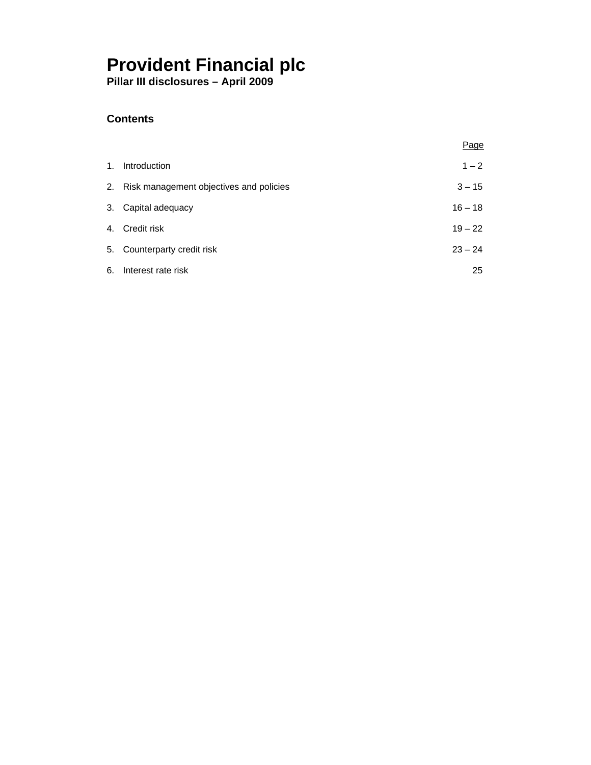# Provident Financial plc

**Pillar III disclosures – April 2009**

## Contents

| | | Page |
|---|---|---|
| 1. | Introduction | 1 – 2 |
| 2. | Risk management objectives and policies | 3 – 15 |
| 3. | Capital adequacy | 16 – 18 |
| 4. | Credit risk | 19 – 22 |
| 5. | Counterparty credit risk | 23 – 24 |
| 6. | Interest rate risk | 25 |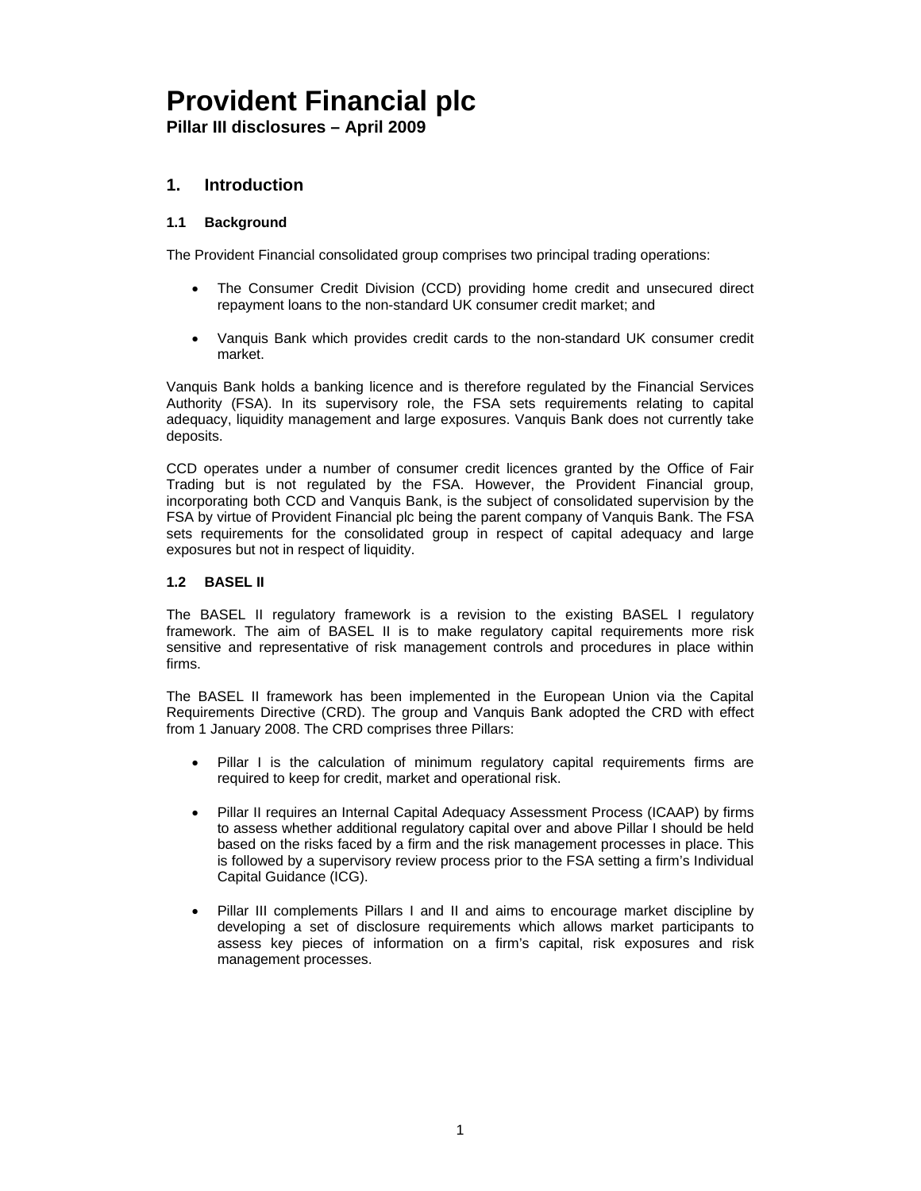# Provident Financial plc

**Pillar III disclosures – April 2009**

## 1. Introduction

### 1.1 Background

The Provident Financial consolidated group comprises two principal trading operations:

- The Consumer Credit Division (CCD) providing home credit and unsecured direct repayment loans to the non-standard UK consumer credit market; and

- Vanquis Bank which provides credit cards to the non-standard UK consumer credit market.

Vanquis Bank holds a banking licence and is therefore regulated by the Financial Services Authority (FSA). In its supervisory role, the FSA sets requirements relating to capital adequacy, liquidity management and large exposures. Vanquis Bank does not currently take deposits.

CCD operates under a number of consumer credit licences granted by the Office of Fair Trading but is not regulated by the FSA. However, the Provident Financial group, incorporating both CCD and Vanquis Bank, is the subject of consolidated supervision by the FSA by virtue of Provident Financial plc being the parent company of Vanquis Bank. The FSA sets requirements for the consolidated group in respect of capital adequacy and large exposures but not in respect of liquidity.

### 1.2 BASEL II

The BASEL II regulatory framework is a revision to the existing BASEL I regulatory framework. The aim of BASEL II is to make regulatory capital requirements more risk sensitive and representative of risk management controls and procedures in place within firms.

The BASEL II framework has been implemented in the European Union via the Capital Requirements Directive (CRD). The group and Vanquis Bank adopted the CRD with effect from 1 January 2008. The CRD comprises three Pillars:

- Pillar I is the calculation of minimum regulatory capital requirements firms are required to keep for credit, market and operational risk.

- Pillar II requires an Internal Capital Adequacy Assessment Process (ICAAP) by firms to assess whether additional regulatory capital over and above Pillar I should be held based on the risks faced by a firm and the risk management processes in place. This is followed by a supervisory review process prior to the FSA setting a firm's Individual Capital Guidance (ICG).

- Pillar III complements Pillars I and II and aims to encourage market discipline by developing a set of disclosure requirements which allows market participants to assess key pieces of information on a firm's capital, risk exposures and risk management processes.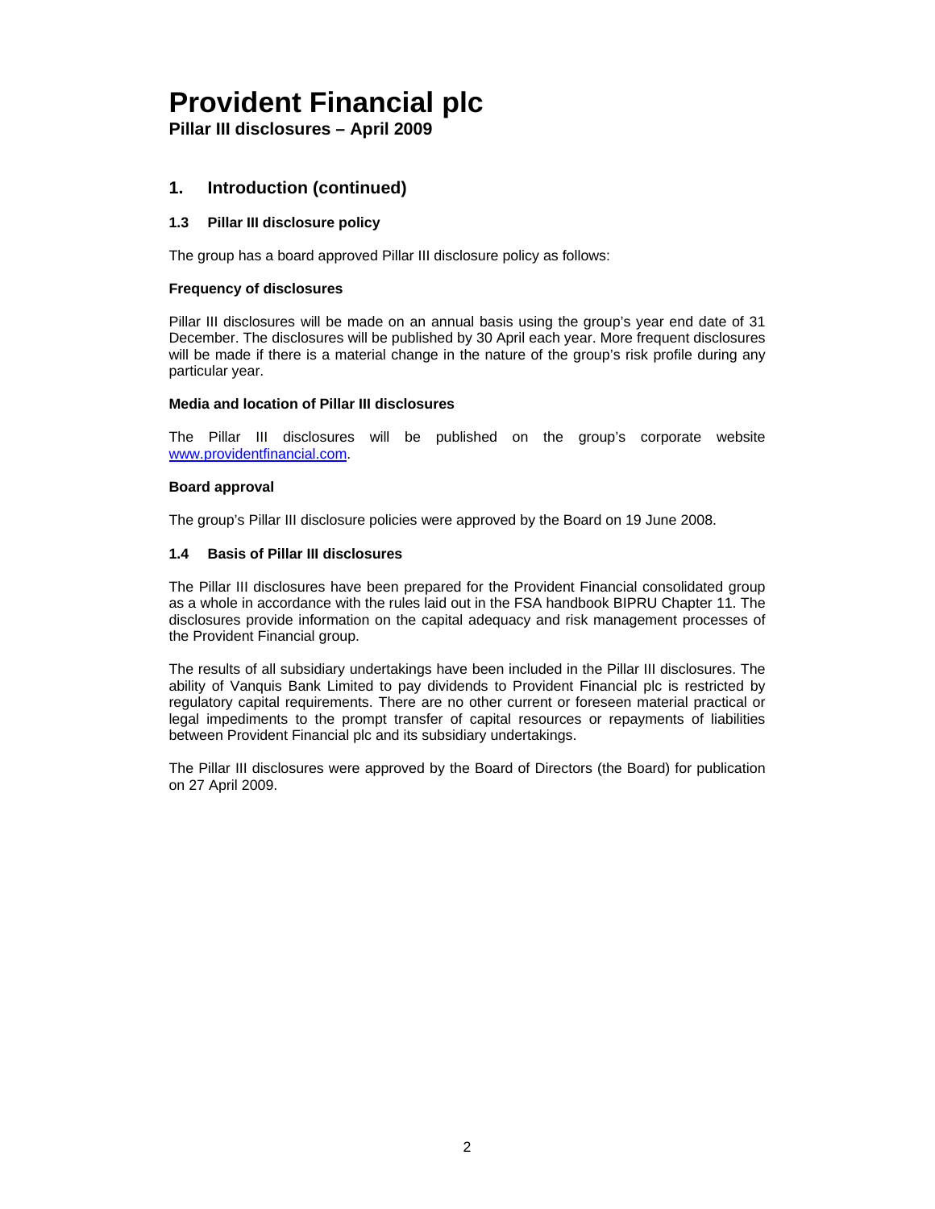## 1. Introduction (continued)

### 1.3 Pillar III disclosure policy

The group has a board approved Pillar III disclosure policy as follows:

**Frequency of disclosures**

Pillar III disclosures will be made on an annual basis using the group's year end date of 31 December. The disclosures will be published by 30 April each year. More frequent disclosures will be made if there is a material change in the nature of the group's risk profile during any particular year.

**Media and location of Pillar III disclosures**

The Pillar III disclosures will be published on the group's corporate website www.providentfinancial.com.

**Board approval**

The group's Pillar III disclosure policies were approved by the Board on 19 June 2008.

### 1.4 Basis of Pillar III disclosures

The Pillar III disclosures have been prepared for the Provident Financial consolidated group as a whole in accordance with the rules laid out in the FSA handbook BIPRU Chapter 11. The disclosures provide information on the capital adequacy and risk management processes of the Provident Financial group.

The results of all subsidiary undertakings have been included in the Pillar III disclosures. The ability of Vanquis Bank Limited to pay dividends to Provident Financial plc is restricted by regulatory capital requirements. There are no other current or foreseen material practical or legal impediments to the prompt transfer of capital resources or repayments of liabilities between Provident Financial plc and its subsidiary undertakings.

The Pillar III disclosures were approved by the Board of Directors (the Board) for publication on 27 April 2009.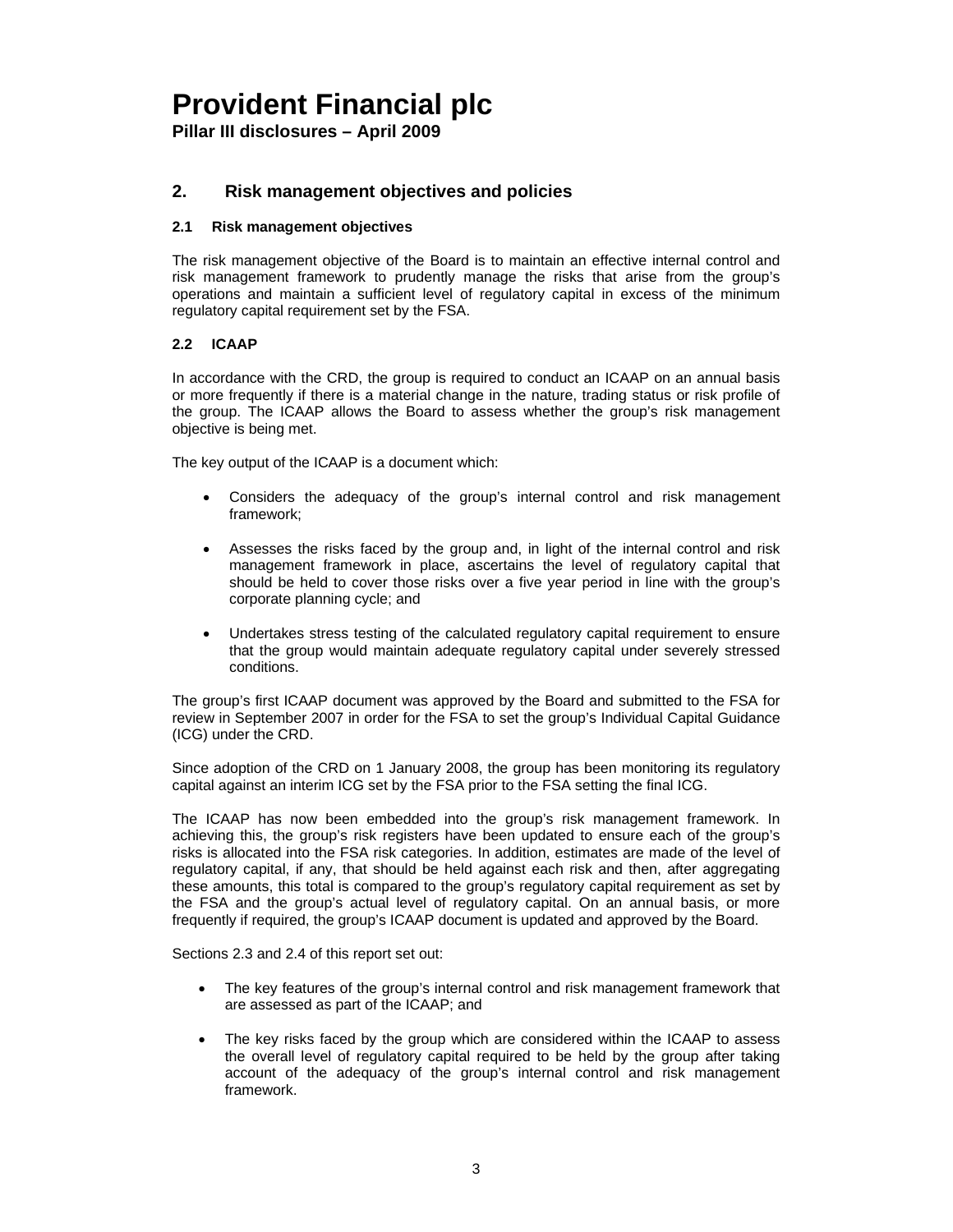## 2. Risk management objectives and policies

### 2.1 Risk management objectives

The risk management objective of the Board is to maintain an effective internal control and risk management framework to prudently manage the risks that arise from the group's operations and maintain a sufficient level of regulatory capital in excess of the minimum regulatory capital requirement set by the FSA.

### 2.2 ICAAP

In accordance with the CRD, the group is required to conduct an ICAAP on an annual basis or more frequently if there is a material change in the nature, trading status or risk profile of the group. The ICAAP allows the Board to assess whether the group's risk management objective is being met.

The key output of the ICAAP is a document which:

- Considers the adequacy of the group's internal control and risk management framework;
- Assesses the risks faced by the group and, in light of the internal control and risk management framework in place, ascertains the level of regulatory capital that should be held to cover those risks over a five year period in line with the group's corporate planning cycle; and
- Undertakes stress testing of the calculated regulatory capital requirement to ensure that the group would maintain adequate regulatory capital under severely stressed conditions.

The group's first ICAAP document was approved by the Board and submitted to the FSA for review in September 2007 in order for the FSA to set the group's Individual Capital Guidance (ICG) under the CRD.

Since adoption of the CRD on 1 January 2008, the group has been monitoring its regulatory capital against an interim ICG set by the FSA prior to the FSA setting the final ICG.

The ICAAP has now been embedded into the group's risk management framework. In achieving this, the group's risk registers have been updated to ensure each of the group's risks is allocated into the FSA risk categories. In addition, estimates are made of the level of regulatory capital, if any, that should be held against each risk and then, after aggregating these amounts, this total is compared to the group's regulatory capital requirement as set by the FSA and the group's actual level of regulatory capital. On an annual basis, or more frequently if required, the group's ICAAP document is updated and approved by the Board.

Sections 2.3 and 2.4 of this report set out:

- The key features of the group's internal control and risk management framework that are assessed as part of the ICAAP; and
- The key risks faced by the group which are considered within the ICAAP to assess the overall level of regulatory capital required to be held by the group after taking account of the adequacy of the group's internal control and risk management framework.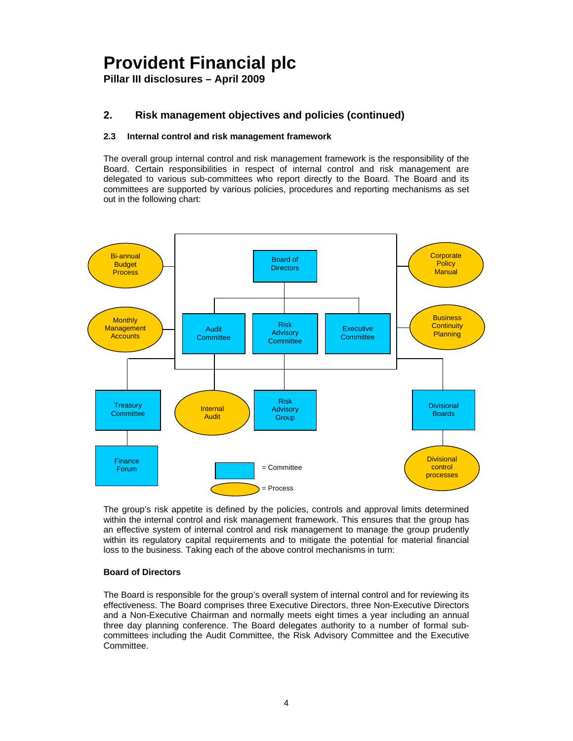## 2. Risk management objectives and policies (continued)

### 2.3 Internal control and risk management framework

The overall group internal control and risk management framework is the responsibility of the Board. Certain responsibilities in respect of internal control and risk management are delegated to various sub-committees who report directly to the Board. The Board and its committees are supported by various policies, procedures and reporting mechanisms as set out in the following chart:

Bi-annual Budget Process

Board of Directors

Corporate Policy Manual

Monthly Management Accounts

Audit Committee

Risk Advisory Committee

Executive Committee

Business Continuity Planning

Treasury Committee

Internal Audit

Risk Advisory Group

Divisional Boards

Finance Forum

= Committee

= Process

Divisional control processes

The group's risk appetite is defined by the policies, controls and approval limits determined within the internal control and risk management framework. This ensures that the group has an effective system of internal control and risk management to manage the group prudently within its regulatory capital requirements and to mitigate the potential for material financial loss to the business. Taking each of the above control mechanisms in turn:

**Board of Directors**

The Board is responsible for the group's overall system of internal control and for reviewing its effectiveness. The Board comprises three Executive Directors, three Non-Executive Directors and a Non-Executive Chairman and normally meets eight times a year including an annual three day planning conference. The Board delegates authority to a number of formal sub-committees including the Audit Committee, the Risk Advisory Committee and the Executive Committee.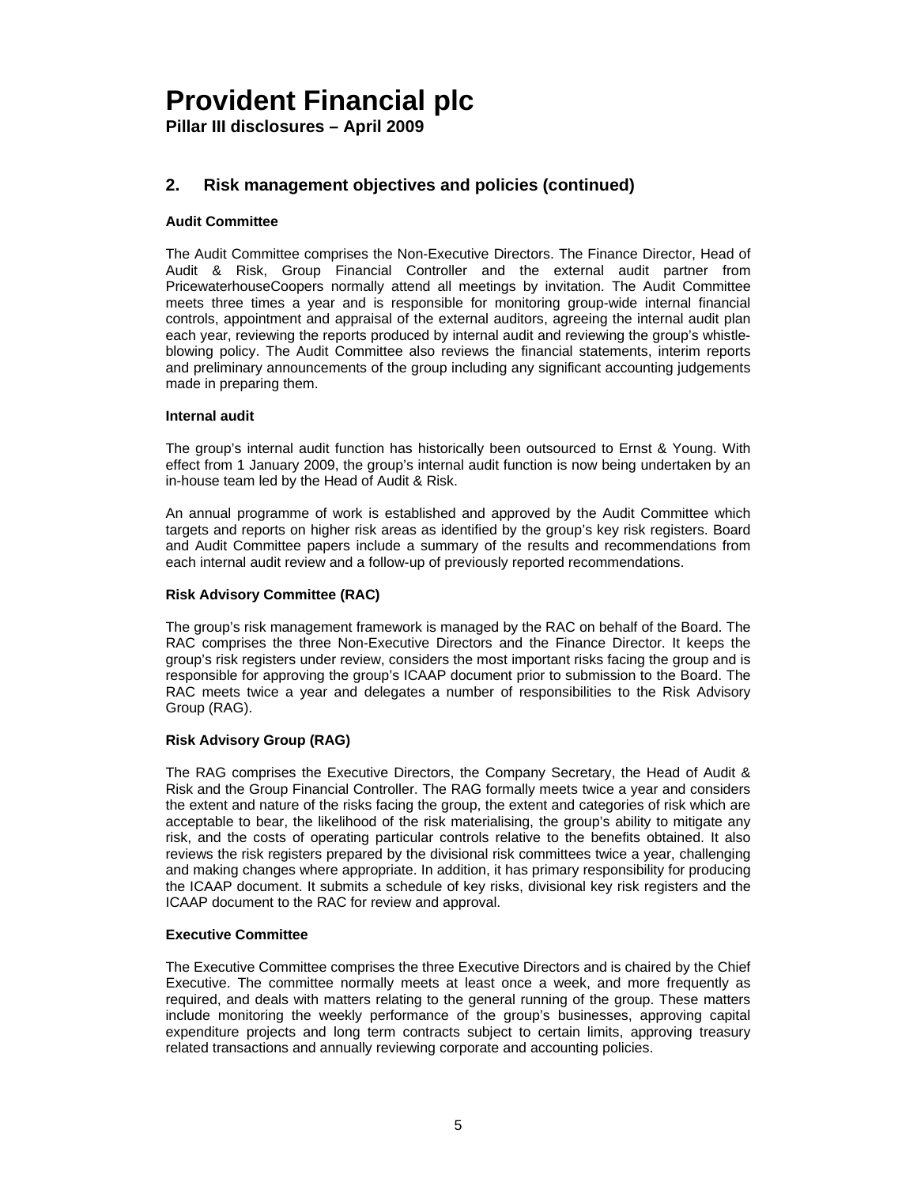## 2. Risk management objectives and policies (continued)

### Audit Committee

The Audit Committee comprises the Non-Executive Directors. The Finance Director, Head of Audit & Risk, Group Financial Controller and the external audit partner from PricewaterhouseCoopers normally attend all meetings by invitation. The Audit Committee meets three times a year and is responsible for monitoring group-wide internal financial controls, appointment and appraisal of the external auditors, agreeing the internal audit plan each year, reviewing the reports produced by internal audit and reviewing the group's whistle-blowing policy. The Audit Committee also reviews the financial statements, interim reports and preliminary announcements of the group including any significant accounting judgements made in preparing them.

### Internal audit

The group's internal audit function has historically been outsourced to Ernst & Young. With effect from 1 January 2009, the group's internal audit function is now being undertaken by an in-house team led by the Head of Audit & Risk.

An annual programme of work is established and approved by the Audit Committee which targets and reports on higher risk areas as identified by the group's key risk registers. Board and Audit Committee papers include a summary of the results and recommendations from each internal audit review and a follow-up of previously reported recommendations.

### Risk Advisory Committee (RAC)

The group's risk management framework is managed by the RAC on behalf of the Board. The RAC comprises the three Non-Executive Directors and the Finance Director. It keeps the group's risk registers under review, considers the most important risks facing the group and is responsible for approving the group's ICAAP document prior to submission to the Board. The RAC meets twice a year and delegates a number of responsibilities to the Risk Advisory Group (RAG).

### Risk Advisory Group (RAG)

The RAG comprises the Executive Directors, the Company Secretary, the Head of Audit & Risk and the Group Financial Controller. The RAG formally meets twice a year and considers the extent and nature of the risks facing the group, the extent and categories of risk which are acceptable to bear, the likelihood of the risk materialising, the group's ability to mitigate any risk, and the costs of operating particular controls relative to the benefits obtained. It also reviews the risk registers prepared by the divisional risk committees twice a year, challenging and making changes where appropriate. In addition, it has primary responsibility for producing the ICAAP document. It submits a schedule of key risks, divisional key risk registers and the ICAAP document to the RAC for review and approval.

### Executive Committee

The Executive Committee comprises the three Executive Directors and is chaired by the Chief Executive. The committee normally meets at least once a week, and more frequently as required, and deals with matters relating to the general running of the group. These matters include monitoring the weekly performance of the group's businesses, approving capital expenditure projects and long term contracts subject to certain limits, approving treasury related transactions and annually reviewing corporate and accounting policies.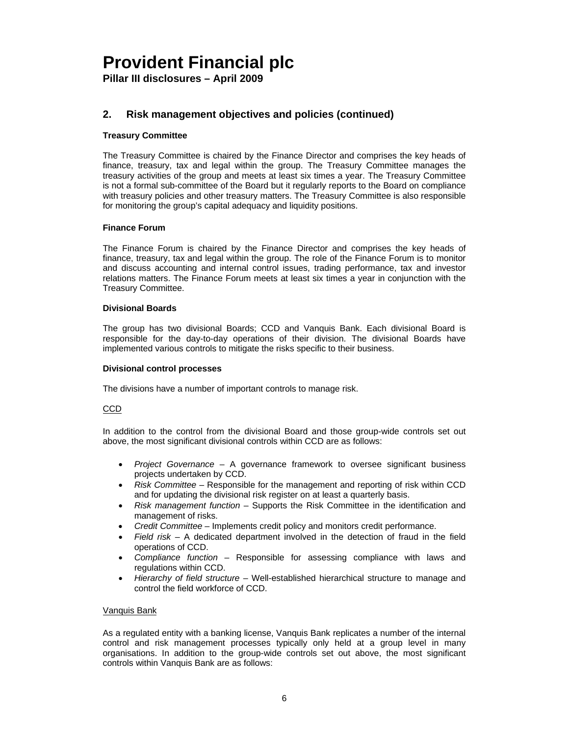## 2. Risk management objectives and policies (continued)

### Treasury Committee

The Treasury Committee is chaired by the Finance Director and comprises the key heads of finance, treasury, tax and legal within the group. The Treasury Committee manages the treasury activities of the group and meets at least six times a year. The Treasury Committee is not a formal sub-committee of the Board but it regularly reports to the Board on compliance with treasury policies and other treasury matters. The Treasury Committee is also responsible for monitoring the group's capital adequacy and liquidity positions.

### Finance Forum

The Finance Forum is chaired by the Finance Director and comprises the key heads of finance, treasury, tax and legal within the group. The role of the Finance Forum is to monitor and discuss accounting and internal control issues, trading performance, tax and investor relations matters. The Finance Forum meets at least six times a year in conjunction with the Treasury Committee.

### Divisional Boards

The group has two divisional Boards; CCD and Vanquis Bank. Each divisional Board is responsible for the day-to-day operations of their division. The divisional Boards have implemented various controls to mitigate the risks specific to their business.

### Divisional control processes

The divisions have a number of important controls to manage risk.

<u>CCD</u>

In addition to the control from the divisional Board and those group-wide controls set out above, the most significant divisional controls within CCD are as follows:

- *Project Governance* – A governance framework to oversee significant business projects undertaken by CCD.
- *Risk Committee* – Responsible for the management and reporting of risk within CCD and for updating the divisional risk register on at least a quarterly basis.
- *Risk management function* – Supports the Risk Committee in the identification and management of risks.
- *Credit Committee* – Implements credit policy and monitors credit performance.
- *Field risk* – A dedicated department involved in the detection of fraud in the field operations of CCD.
- *Compliance function* – Responsible for assessing compliance with laws and regulations within CCD.
- *Hierarchy of field structure* – Well-established hierarchical structure to manage and control the field workforce of CCD.

<u>Vanquis Bank</u>

As a regulated entity with a banking license, Vanquis Bank replicates a number of the internal control and risk management processes typically only held at a group level in many organisations. In addition to the group-wide controls set out above, the most significant controls within Vanquis Bank are as follows: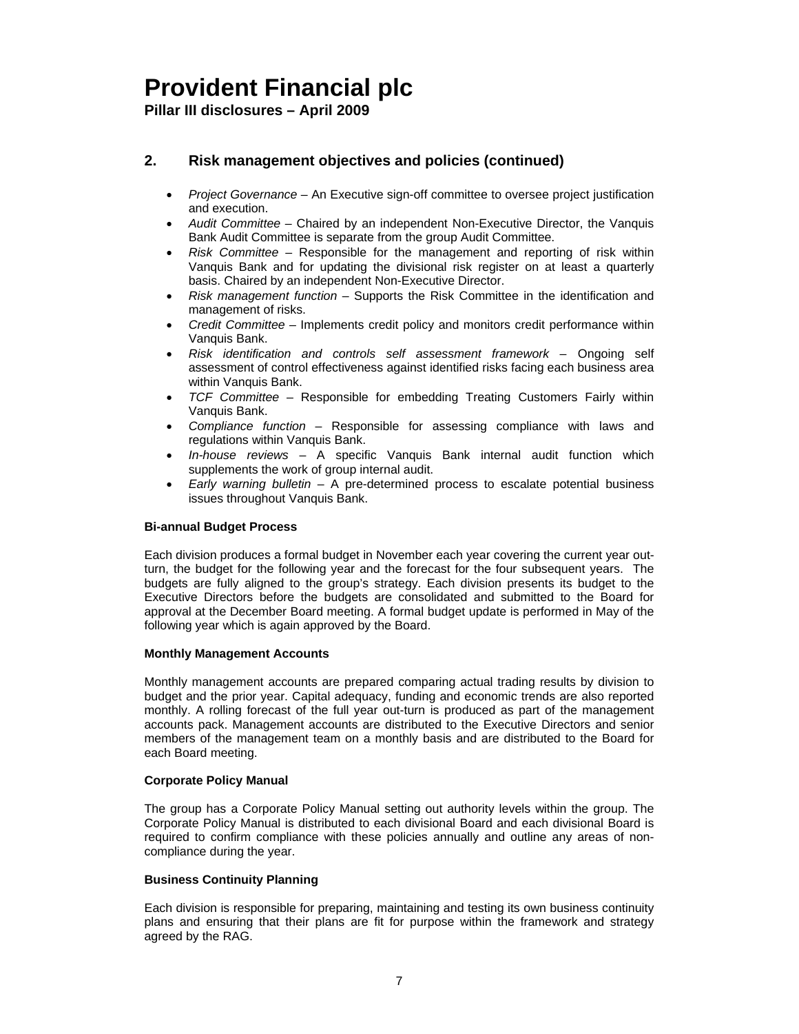## 2. Risk management objectives and policies (continued)

- *Project Governance* – An Executive sign-off committee to oversee project justification and execution.
- *Audit Committee* – Chaired by an independent Non-Executive Director, the Vanquis Bank Audit Committee is separate from the group Audit Committee.
- *Risk Committee* – Responsible for the management and reporting of risk within Vanquis Bank and for updating the divisional risk register on at least a quarterly basis. Chaired by an independent Non-Executive Director.
- *Risk management function* – Supports the Risk Committee in the identification and management of risks.
- *Credit Committee* – Implements credit policy and monitors credit performance within Vanquis Bank.
- *Risk identification and controls self assessment framework* – Ongoing self assessment of control effectiveness against identified risks facing each business area within Vanquis Bank.
- *TCF Committee* – Responsible for embedding Treating Customers Fairly within Vanquis Bank.
- *Compliance function* – Responsible for assessing compliance with laws and regulations within Vanquis Bank.
- *In-house reviews* – A specific Vanquis Bank internal audit function which supplements the work of group internal audit.
- *Early warning bulletin* – A pre-determined process to escalate potential business issues throughout Vanquis Bank.

**Bi-annual Budget Process**

Each division produces a formal budget in November each year covering the current year out-turn, the budget for the following year and the forecast for the four subsequent years. The budgets are fully aligned to the group's strategy. Each division presents its budget to the Executive Directors before the budgets are consolidated and submitted to the Board for approval at the December Board meeting. A formal budget update is performed in May of the following year which is again approved by the Board.

**Monthly Management Accounts**

Monthly management accounts are prepared comparing actual trading results by division to budget and the prior year. Capital adequacy, funding and economic trends are also reported monthly. A rolling forecast of the full year out-turn is produced as part of the management accounts pack. Management accounts are distributed to the Executive Directors and senior members of the management team on a monthly basis and are distributed to the Board for each Board meeting.

**Corporate Policy Manual**

The group has a Corporate Policy Manual setting out authority levels within the group. The Corporate Policy Manual is distributed to each divisional Board and each divisional Board is required to confirm compliance with these policies annually and outline any areas of non-compliance during the year.

**Business Continuity Planning**

Each division is responsible for preparing, maintaining and testing its own business continuity plans and ensuring that their plans are fit for purpose within the framework and strategy agreed by the RAG.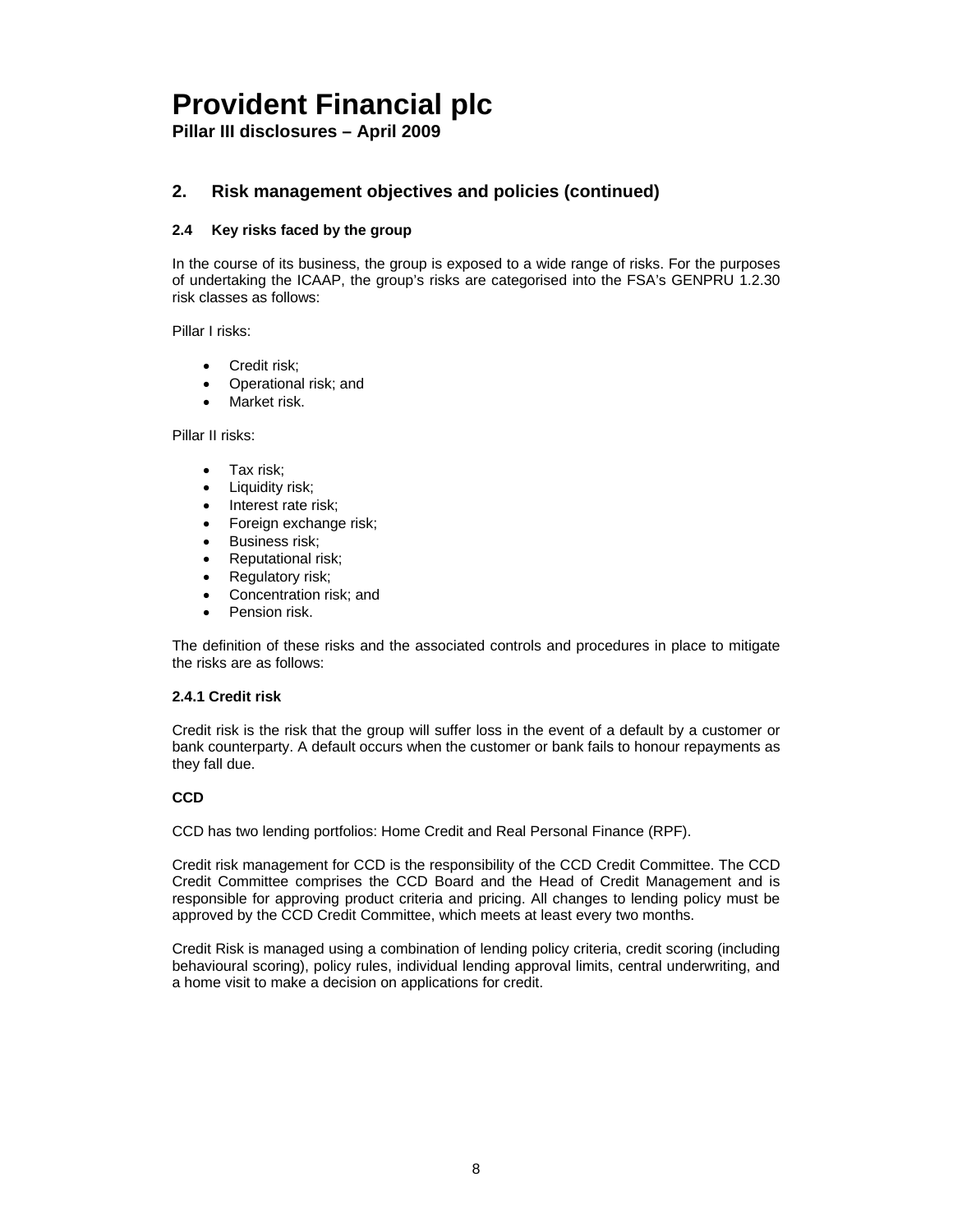## 2. Risk management objectives and policies (continued)

### 2.4 Key risks faced by the group

In the course of its business, the group is exposed to a wide range of risks. For the purposes of undertaking the ICAAP, the group's risks are categorised into the FSA's GENPRU 1.2.30 risk classes as follows:

Pillar I risks:

- Credit risk;
- Operational risk; and
- Market risk.

Pillar II risks:

- Tax risk;
- Liquidity risk;
- Interest rate risk;
- Foreign exchange risk;
- Business risk;
- Reputational risk;
- Regulatory risk;
- Concentration risk; and
- Pension risk.

The definition of these risks and the associated controls and procedures in place to mitigate the risks are as follows:

#### 2.4.1 Credit risk

Credit risk is the risk that the group will suffer loss in the event of a default by a customer or bank counterparty. A default occurs when the customer or bank fails to honour repayments as they fall due.

**CCD**

CCD has two lending portfolios: Home Credit and Real Personal Finance (RPF).

Credit risk management for CCD is the responsibility of the CCD Credit Committee. The CCD Credit Committee comprises the CCD Board and the Head of Credit Management and is responsible for approving product criteria and pricing. All changes to lending policy must be approved by the CCD Credit Committee, which meets at least every two months.

Credit Risk is managed using a combination of lending policy criteria, credit scoring (including behavioural scoring), policy rules, individual lending approval limits, central underwriting, and a home visit to make a decision on applications for credit.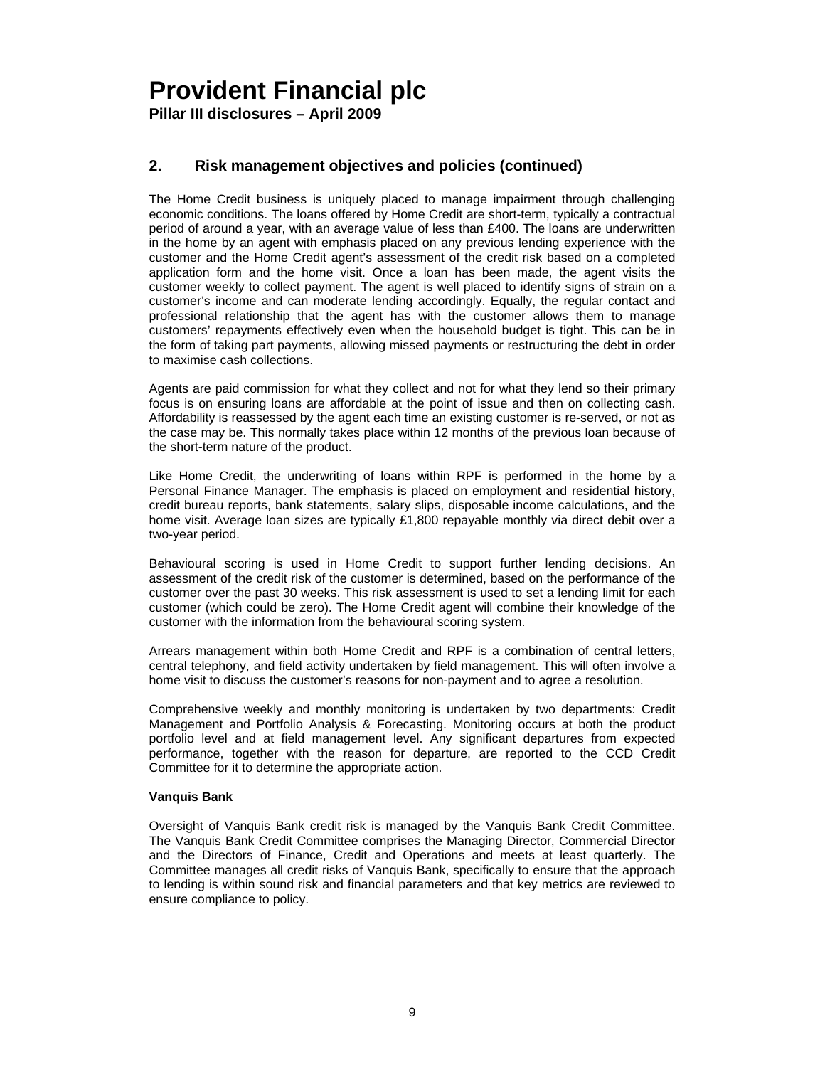## 2. Risk management objectives and policies (continued)

The Home Credit business is uniquely placed to manage impairment through challenging economic conditions. The loans offered by Home Credit are short-term, typically a contractual period of around a year, with an average value of less than £400. The loans are underwritten in the home by an agent with emphasis placed on any previous lending experience with the customer and the Home Credit agent's assessment of the credit risk based on a completed application form and the home visit. Once a loan has been made, the agent visits the customer weekly to collect payment. The agent is well placed to identify signs of strain on a customer's income and can moderate lending accordingly. Equally, the regular contact and professional relationship that the agent has with the customer allows them to manage customers' repayments effectively even when the household budget is tight. This can be in the form of taking part payments, allowing missed payments or restructuring the debt in order to maximise cash collections.

Agents are paid commission for what they collect and not for what they lend so their primary focus is on ensuring loans are affordable at the point of issue and then on collecting cash. Affordability is reassessed by the agent each time an existing customer is re-served, or not as the case may be. This normally takes place within 12 months of the previous loan because of the short-term nature of the product.

Like Home Credit, the underwriting of loans within RPF is performed in the home by a Personal Finance Manager. The emphasis is placed on employment and residential history, credit bureau reports, bank statements, salary slips, disposable income calculations, and the home visit. Average loan sizes are typically £1,800 repayable monthly via direct debit over a two-year period.

Behavioural scoring is used in Home Credit to support further lending decisions. An assessment of the credit risk of the customer is determined, based on the performance of the customer over the past 30 weeks. This risk assessment is used to set a lending limit for each customer (which could be zero). The Home Credit agent will combine their knowledge of the customer with the information from the behavioural scoring system.

Arrears management within both Home Credit and RPF is a combination of central letters, central telephony, and field activity undertaken by field management. This will often involve a home visit to discuss the customer's reasons for non-payment and to agree a resolution.

Comprehensive weekly and monthly monitoring is undertaken by two departments: Credit Management and Portfolio Analysis & Forecasting. Monitoring occurs at both the product portfolio level and at field management level. Any significant departures from expected performance, together with the reason for departure, are reported to the CCD Credit Committee for it to determine the appropriate action.

**Vanquis Bank**

Oversight of Vanquis Bank credit risk is managed by the Vanquis Bank Credit Committee. The Vanquis Bank Credit Committee comprises the Managing Director, Commercial Director and the Directors of Finance, Credit and Operations and meets at least quarterly. The Committee manages all credit risks of Vanquis Bank, specifically to ensure that the approach to lending is within sound risk and financial parameters and that key metrics are reviewed to ensure compliance to policy.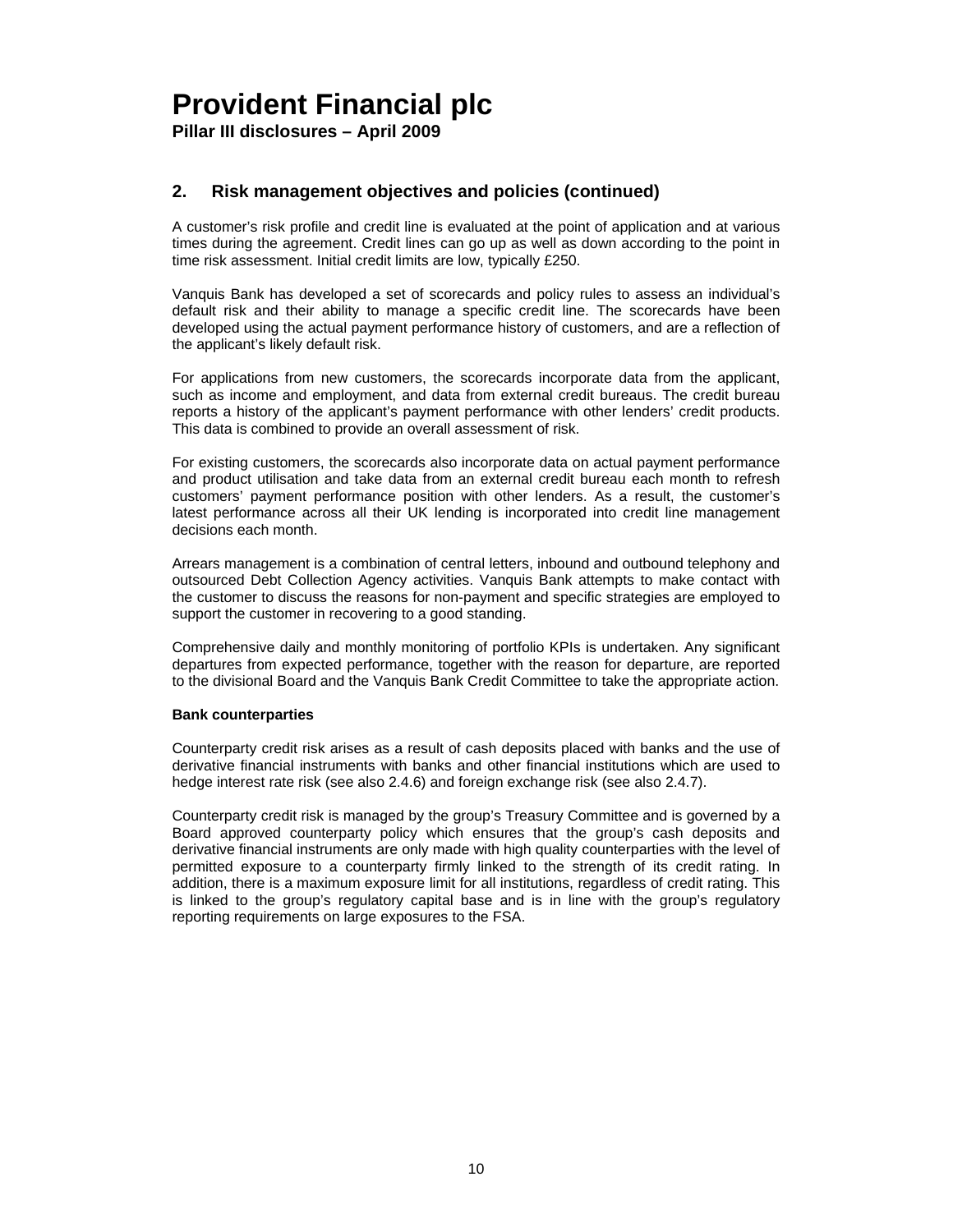## 2. Risk management objectives and policies (continued)

A customer's risk profile and credit line is evaluated at the point of application and at various times during the agreement. Credit lines can go up as well as down according to the point in time risk assessment. Initial credit limits are low, typically £250.

Vanquis Bank has developed a set of scorecards and policy rules to assess an individual's default risk and their ability to manage a specific credit line. The scorecards have been developed using the actual payment performance history of customers, and are a reflection of the applicant's likely default risk.

For applications from new customers, the scorecards incorporate data from the applicant, such as income and employment, and data from external credit bureaus. The credit bureau reports a history of the applicant's payment performance with other lenders' credit products. This data is combined to provide an overall assessment of risk.

For existing customers, the scorecards also incorporate data on actual payment performance and product utilisation and take data from an external credit bureau each month to refresh customers' payment performance position with other lenders. As a result, the customer's latest performance across all their UK lending is incorporated into credit line management decisions each month.

Arrears management is a combination of central letters, inbound and outbound telephony and outsourced Debt Collection Agency activities. Vanquis Bank attempts to make contact with the customer to discuss the reasons for non-payment and specific strategies are employed to support the customer in recovering to a good standing.

Comprehensive daily and monthly monitoring of portfolio KPIs is undertaken. Any significant departures from expected performance, together with the reason for departure, are reported to the divisional Board and the Vanquis Bank Credit Committee to take the appropriate action.

**Bank counterparties**

Counterparty credit risk arises as a result of cash deposits placed with banks and the use of derivative financial instruments with banks and other financial institutions which are used to hedge interest rate risk (see also 2.4.6) and foreign exchange risk (see also 2.4.7).

Counterparty credit risk is managed by the group's Treasury Committee and is governed by a Board approved counterparty policy which ensures that the group's cash deposits and derivative financial instruments are only made with high quality counterparties with the level of permitted exposure to a counterparty firmly linked to the strength of its credit rating. In addition, there is a maximum exposure limit for all institutions, regardless of credit rating. This is linked to the group's regulatory capital base and is in line with the group's regulatory reporting requirements on large exposures to the FSA.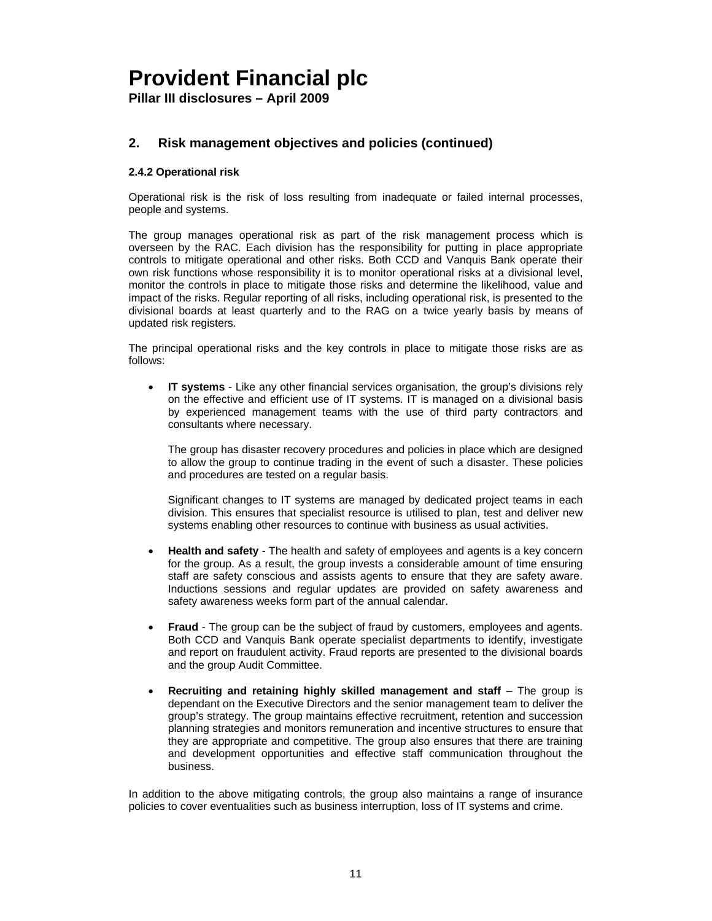# Provident Financial plc

**Pillar III disclosures – April 2009**

## 2. Risk management objectives and policies (continued)

### 2.4.2 Operational risk

Operational risk is the risk of loss resulting from inadequate or failed internal processes, people and systems.

The group manages operational risk as part of the risk management process which is overseen by the RAC. Each division has the responsibility for putting in place appropriate controls to mitigate operational and other risks. Both CCD and Vanquis Bank operate their own risk functions whose responsibility it is to monitor operational risks at a divisional level, monitor the controls in place to mitigate those risks and determine the likelihood, value and impact of the risks. Regular reporting of all risks, including operational risk, is presented to the divisional boards at least quarterly and to the RAG on a twice yearly basis by means of updated risk registers.

The principal operational risks and the key controls in place to mitigate those risks are as follows:

- **IT systems** - Like any other financial services organisation, the group's divisions rely on the effective and efficient use of IT systems. IT is managed on a divisional basis by experienced management teams with the use of third party contractors and consultants where necessary.

  The group has disaster recovery procedures and policies in place which are designed to allow the group to continue trading in the event of such a disaster. These policies and procedures are tested on a regular basis.

  Significant changes to IT systems are managed by dedicated project teams in each division. This ensures that specialist resource is utilised to plan, test and deliver new systems enabling other resources to continue with business as usual activities.

- **Health and safety** - The health and safety of employees and agents is a key concern for the group. As a result, the group invests a considerable amount of time ensuring staff are safety conscious and assists agents to ensure that they are safety aware. Inductions sessions and regular updates are provided on safety awareness and safety awareness weeks form part of the annual calendar.

- **Fraud** - The group can be the subject of fraud by customers, employees and agents. Both CCD and Vanquis Bank operate specialist departments to identify, investigate and report on fraudulent activity. Fraud reports are presented to the divisional boards and the group Audit Committee.

- **Recruiting and retaining highly skilled management and staff** – The group is dependant on the Executive Directors and the senior management team to deliver the group's strategy. The group maintains effective recruitment, retention and succession planning strategies and monitors remuneration and incentive structures to ensure that they are appropriate and competitive. The group also ensures that there are training and development opportunities and effective staff communication throughout the business.

In addition to the above mitigating controls, the group also maintains a range of insurance policies to cover eventualities such as business interruption, loss of IT systems and crime.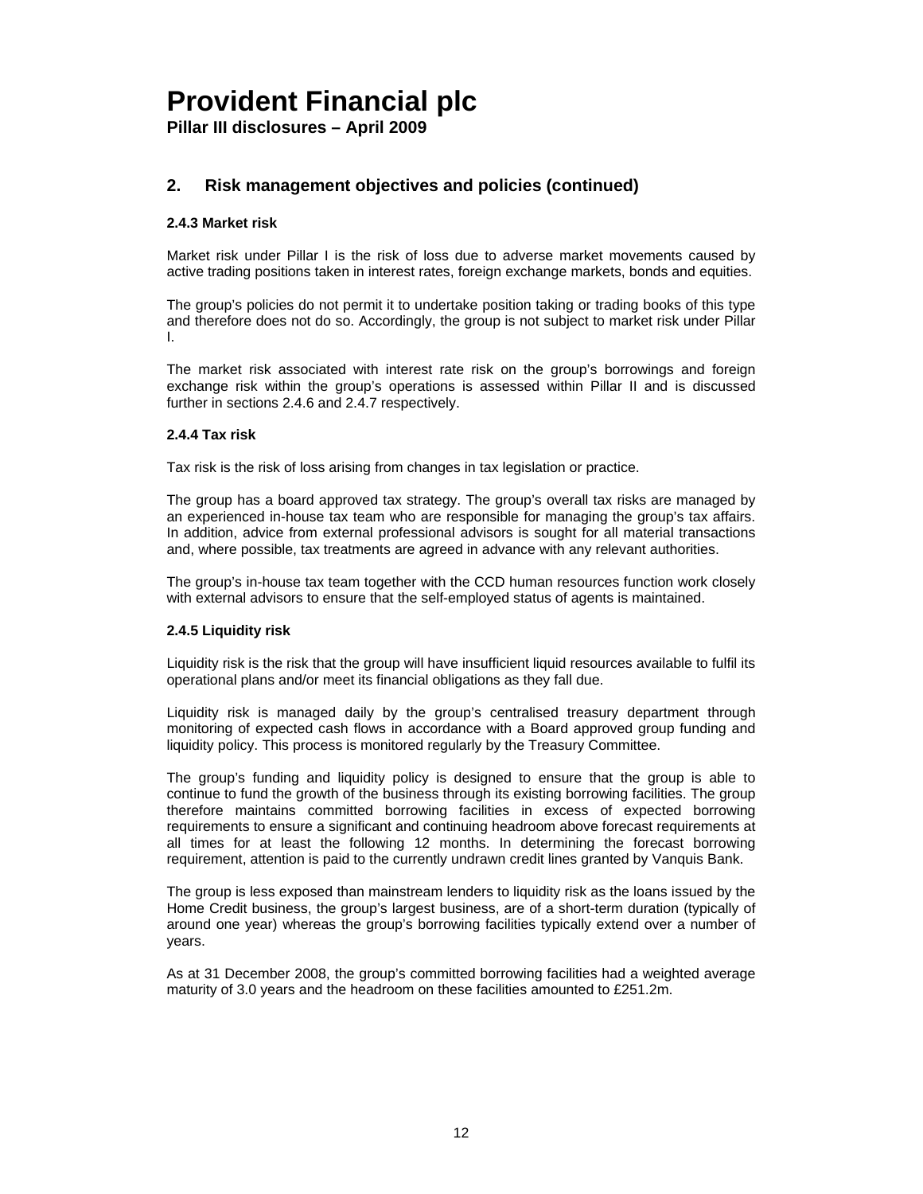## 2. Risk management objectives and policies (continued)

### 2.4.3 Market risk

Market risk under Pillar I is the risk of loss due to adverse market movements caused by active trading positions taken in interest rates, foreign exchange markets, bonds and equities.

The group's policies do not permit it to undertake position taking or trading books of this type and therefore does not do so. Accordingly, the group is not subject to market risk under Pillar I.

The market risk associated with interest rate risk on the group's borrowings and foreign exchange risk within the group's operations is assessed within Pillar II and is discussed further in sections 2.4.6 and 2.4.7 respectively.

### 2.4.4 Tax risk

Tax risk is the risk of loss arising from changes in tax legislation or practice.

The group has a board approved tax strategy. The group's overall tax risks are managed by an experienced in-house tax team who are responsible for managing the group's tax affairs. In addition, advice from external professional advisors is sought for all material transactions and, where possible, tax treatments are agreed in advance with any relevant authorities.

The group's in-house tax team together with the CCD human resources function work closely with external advisors to ensure that the self-employed status of agents is maintained.

### 2.4.5 Liquidity risk

Liquidity risk is the risk that the group will have insufficient liquid resources available to fulfil its operational plans and/or meet its financial obligations as they fall due.

Liquidity risk is managed daily by the group's centralised treasury department through monitoring of expected cash flows in accordance with a Board approved group funding and liquidity policy. This process is monitored regularly by the Treasury Committee.

The group's funding and liquidity policy is designed to ensure that the group is able to continue to fund the growth of the business through its existing borrowing facilities. The group therefore maintains committed borrowing facilities in excess of expected borrowing requirements to ensure a significant and continuing headroom above forecast requirements at all times for at least the following 12 months. In determining the forecast borrowing requirement, attention is paid to the currently undrawn credit lines granted by Vanquis Bank.

The group is less exposed than mainstream lenders to liquidity risk as the loans issued by the Home Credit business, the group's largest business, are of a short-term duration (typically of around one year) whereas the group's borrowing facilities typically extend over a number of years.

As at 31 December 2008, the group's committed borrowing facilities had a weighted average maturity of 3.0 years and the headroom on these facilities amounted to £251.2m.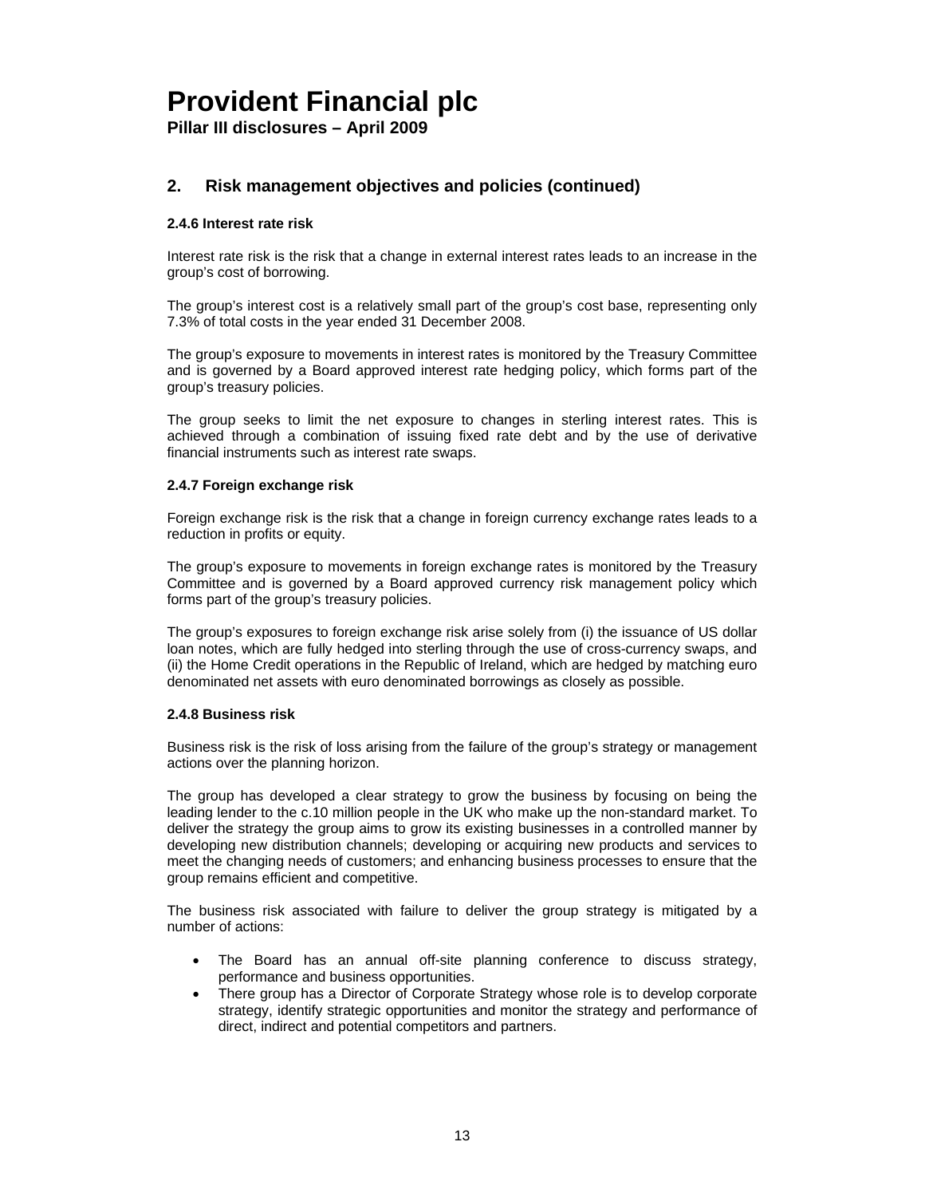## 2. Risk management objectives and policies (continued)

### 2.4.6 Interest rate risk

Interest rate risk is the risk that a change in external interest rates leads to an increase in the group's cost of borrowing.

The group's interest cost is a relatively small part of the group's cost base, representing only 7.3% of total costs in the year ended 31 December 2008.

The group's exposure to movements in interest rates is monitored by the Treasury Committee and is governed by a Board approved interest rate hedging policy, which forms part of the group's treasury policies.

The group seeks to limit the net exposure to changes in sterling interest rates. This is achieved through a combination of issuing fixed rate debt and by the use of derivative financial instruments such as interest rate swaps.

### 2.4.7 Foreign exchange risk

Foreign exchange risk is the risk that a change in foreign currency exchange rates leads to a reduction in profits or equity.

The group's exposure to movements in foreign exchange rates is monitored by the Treasury Committee and is governed by a Board approved currency risk management policy which forms part of the group's treasury policies.

The group's exposures to foreign exchange risk arise solely from (i) the issuance of US dollar loan notes, which are fully hedged into sterling through the use of cross-currency swaps, and (ii) the Home Credit operations in the Republic of Ireland, which are hedged by matching euro denominated net assets with euro denominated borrowings as closely as possible.

### 2.4.8 Business risk

Business risk is the risk of loss arising from the failure of the group's strategy or management actions over the planning horizon.

The group has developed a clear strategy to grow the business by focusing on being the leading lender to the c.10 million people in the UK who make up the non-standard market. To deliver the strategy the group aims to grow its existing businesses in a controlled manner by developing new distribution channels; developing or acquiring new products and services to meet the changing needs of customers; and enhancing business processes to ensure that the group remains efficient and competitive.

The business risk associated with failure to deliver the group strategy is mitigated by a number of actions:

- The Board has an annual off-site planning conference to discuss strategy, performance and business opportunities.
- There group has a Director of Corporate Strategy whose role is to develop corporate strategy, identify strategic opportunities and monitor the strategy and performance of direct, indirect and potential competitors and partners.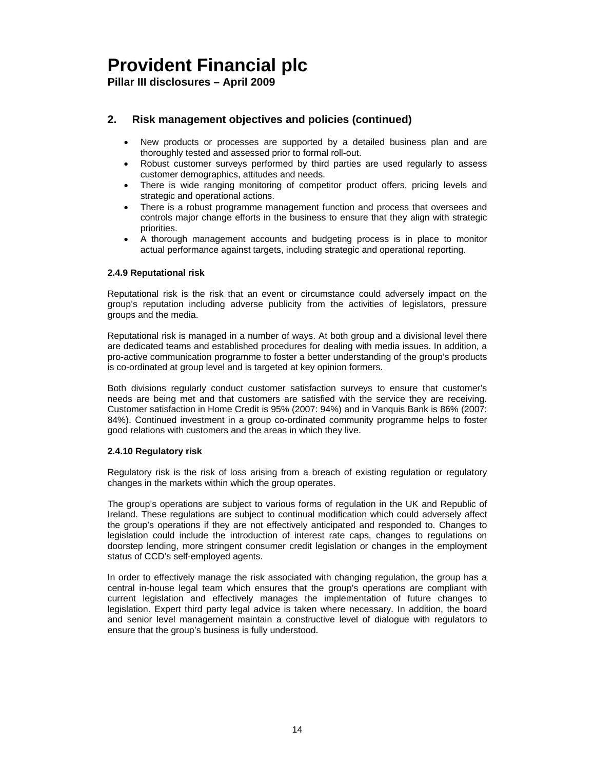## 2. Risk management objectives and policies (continued)

- New products or processes are supported by a detailed business plan and are thoroughly tested and assessed prior to formal roll-out.
- Robust customer surveys performed by third parties are used regularly to assess customer demographics, attitudes and needs.
- There is wide ranging monitoring of competitor product offers, pricing levels and strategic and operational actions.
- There is a robust programme management function and process that oversees and controls major change efforts in the business to ensure that they align with strategic priorities.
- A thorough management accounts and budgeting process is in place to monitor actual performance against targets, including strategic and operational reporting.

**2.4.9 Reputational risk**

Reputational risk is the risk that an event or circumstance could adversely impact on the group's reputation including adverse publicity from the activities of legislators, pressure groups and the media.

Reputational risk is managed in a number of ways. At both group and a divisional level there are dedicated teams and established procedures for dealing with media issues. In addition, a pro-active communication programme to foster a better understanding of the group's products is co-ordinated at group level and is targeted at key opinion formers.

Both divisions regularly conduct customer satisfaction surveys to ensure that customer's needs are being met and that customers are satisfied with the service they are receiving. Customer satisfaction in Home Credit is 95% (2007: 94%) and in Vanquis Bank is 86% (2007: 84%). Continued investment in a group co-ordinated community programme helps to foster good relations with customers and the areas in which they live.

**2.4.10 Regulatory risk**

Regulatory risk is the risk of loss arising from a breach of existing regulation or regulatory changes in the markets within which the group operates.

The group's operations are subject to various forms of regulation in the UK and Republic of Ireland. These regulations are subject to continual modification which could adversely affect the group's operations if they are not effectively anticipated and responded to. Changes to legislation could include the introduction of interest rate caps, changes to regulations on doorstep lending, more stringent consumer credit legislation or changes in the employment status of CCD's self-employed agents.

In order to effectively manage the risk associated with changing regulation, the group has a central in-house legal team which ensures that the group's operations are compliant with current legislation and effectively manages the implementation of future changes to legislation. Expert third party legal advice is taken where necessary. In addition, the board and senior level management maintain a constructive level of dialogue with regulators to ensure that the group's business is fully understood.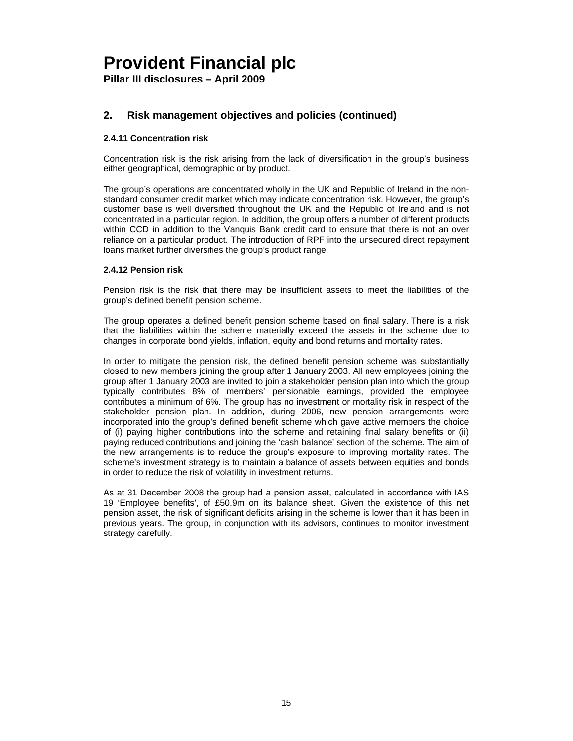## 2. Risk management objectives and policies (continued)

### 2.4.11 Concentration risk

Concentration risk is the risk arising from the lack of diversification in the group's business either geographical, demographic or by product.

The group's operations are concentrated wholly in the UK and Republic of Ireland in the non-standard consumer credit market which may indicate concentration risk. However, the group's customer base is well diversified throughout the UK and the Republic of Ireland and is not concentrated in a particular region. In addition, the group offers a number of different products within CCD in addition to the Vanquis Bank credit card to ensure that there is not an over reliance on a particular product. The introduction of RPF into the unsecured direct repayment loans market further diversifies the group's product range.

### 2.4.12 Pension risk

Pension risk is the risk that there may be insufficient assets to meet the liabilities of the group's defined benefit pension scheme.

The group operates a defined benefit pension scheme based on final salary. There is a risk that the liabilities within the scheme materially exceed the assets in the scheme due to changes in corporate bond yields, inflation, equity and bond returns and mortality rates.

In order to mitigate the pension risk, the defined benefit pension scheme was substantially closed to new members joining the group after 1 January 2003. All new employees joining the group after 1 January 2003 are invited to join a stakeholder pension plan into which the group typically contributes 8% of members' pensionable earnings, provided the employee contributes a minimum of 6%. The group has no investment or mortality risk in respect of the stakeholder pension plan. In addition, during 2006, new pension arrangements were incorporated into the group's defined benefit scheme which gave active members the choice of (i) paying higher contributions into the scheme and retaining final salary benefits or (ii) paying reduced contributions and joining the 'cash balance' section of the scheme. The aim of the new arrangements is to reduce the group's exposure to improving mortality rates. The scheme's investment strategy is to maintain a balance of assets between equities and bonds in order to reduce the risk of volatility in investment returns.

As at 31 December 2008 the group had a pension asset, calculated in accordance with IAS 19 'Employee benefits', of £50.9m on its balance sheet. Given the existence of this net pension asset, the risk of significant deficits arising in the scheme is lower than it has been in previous years. The group, in conjunction with its advisors, continues to monitor investment strategy carefully.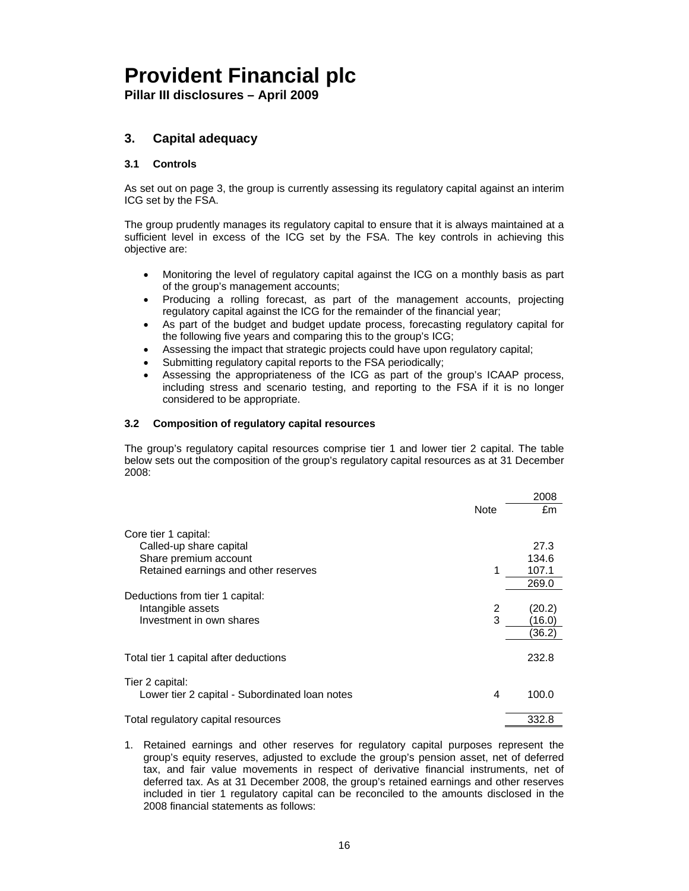# Provident Financial plc

**Pillar III disclosures – April 2009**

## 3. Capital adequacy

### 3.1 Controls

As set out on page 3, the group is currently assessing its regulatory capital against an interim ICG set by the FSA.

The group prudently manages its regulatory capital to ensure that it is always maintained at a sufficient level in excess of the ICG set by the FSA. The key controls in achieving this objective are:

- Monitoring the level of regulatory capital against the ICG on a monthly basis as part of the group's management accounts;
- Producing a rolling forecast, as part of the management accounts, projecting regulatory capital against the ICG for the remainder of the financial year;
- As part of the budget and budget update process, forecasting regulatory capital for the following five years and comparing this to the group's ICG;
- Assessing the impact that strategic projects could have upon regulatory capital;
- Submitting regulatory capital reports to the FSA periodically;
- Assessing the appropriateness of the ICG as part of the group's ICAAP process, including stress and scenario testing, and reporting to the FSA if it is no longer considered to be appropriate.

### 3.2 Composition of regulatory capital resources

The group's regulatory capital resources comprise tier 1 and lower tier 2 capital. The table below sets out the composition of the group's regulatory capital resources as at 31 December 2008:

| | Note | 2008 £m |
|---|---|---|
| Core tier 1 capital: | | |
| Called-up share capital | | 27.3 |
| Share premium account | | 134.6 |
| Retained earnings and other reserves | 1 | 107.1 |
| | | 269.0 |
| Deductions from tier 1 capital: | | |
| Intangible assets | 2 | (20.2) |
| Investment in own shares | 3 | (16.0) |
| | | (36.2) |
| Total tier 1 capital after deductions | | 232.8 |
| Tier 2 capital: | | |
| Lower tier 2 capital - Subordinated loan notes | 4 | 100.0 |
| Total regulatory capital resources | | 332.8 |

1. Retained earnings and other reserves for regulatory capital purposes represent the group's equity reserves, adjusted to exclude the group's pension asset, net of deferred tax, and fair value movements in respect of derivative financial instruments, net of deferred tax. As at 31 December 2008, the group's retained earnings and other reserves included in tier 1 regulatory capital can be reconciled to the amounts disclosed in the 2008 financial statements as follows: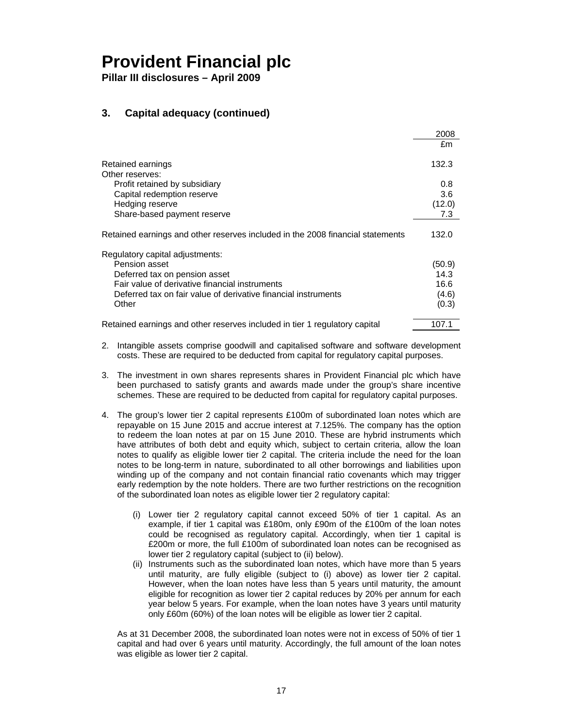# Provident Financial plc

**Pillar III disclosures – April 2009**

## 3. Capital adequacy (continued)

| | 2008 |
|---|---|
| | £m |
| Retained earnings | 132.3 |
| Other reserves: | |
| Profit retained by subsidiary | 0.8 |
| Capital redemption reserve | 3.6 |
| Hedging reserve | (12.0) |
| Share-based payment reserve | 7.3 |
| Retained earnings and other reserves included in the 2008 financial statements | 132.0 |
| Regulatory capital adjustments: | |
| Pension asset | (50.9) |
| Deferred tax on pension asset | 14.3 |
| Fair value of derivative financial instruments | 16.6 |
| Deferred tax on fair value of derivative financial instruments | (4.6) |
| Other | (0.3) |
| Retained earnings and other reserves included in tier 1 regulatory capital | 107.1 |

2. Intangible assets comprise goodwill and capitalised software and software development costs. These are required to be deducted from capital for regulatory capital purposes.

3. The investment in own shares represents shares in Provident Financial plc which have been purchased to satisfy grants and awards made under the group's share incentive schemes. These are required to be deducted from capital for regulatory capital purposes.

4. The group's lower tier 2 capital represents £100m of subordinated loan notes which are repayable on 15 June 2015 and accrue interest at 7.125%. The company has the option to redeem the loan notes at par on 15 June 2010. These are hybrid instruments which have attributes of both debt and equity which, subject to certain criteria, allow the loan notes to qualify as eligible lower tier 2 capital. The criteria include the need for the loan notes to be long-term in nature, subordinated to all other borrowings and liabilities upon winding up of the company and not contain financial ratio covenants which may trigger early redemption by the note holders. There are two further restrictions on the recognition of the subordinated loan notes as eligible lower tier 2 regulatory capital:

   (i) Lower tier 2 regulatory capital cannot exceed 50% of tier 1 capital. As an example, if tier 1 capital was £180m, only £90m of the £100m of the loan notes could be recognised as regulatory capital. Accordingly, when tier 1 capital is £200m or more, the full £100m of subordinated loan notes can be recognised as lower tier 2 regulatory capital (subject to (ii) below).

   (ii) Instruments such as the subordinated loan notes, which have more than 5 years until maturity, are fully eligible (subject to (i) above) as lower tier 2 capital. However, when the loan notes have less than 5 years until maturity, the amount eligible for recognition as lower tier 2 capital reduces by 20% per annum for each year below 5 years. For example, when the loan notes have 3 years until maturity only £60m (60%) of the loan notes will be eligible as lower tier 2 capital.

   As at 31 December 2008, the subordinated loan notes were not in excess of 50% of tier 1 capital and had over 6 years until maturity. Accordingly, the full amount of the loan notes was eligible as lower tier 2 capital.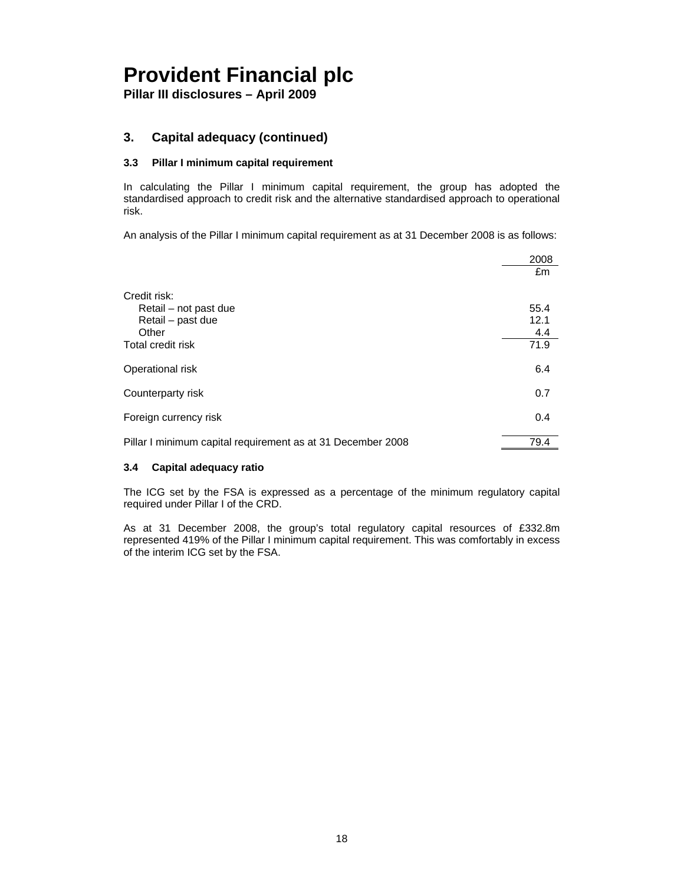# Provident Financial plc

**Pillar III disclosures – April 2009**

## 3. Capital adequacy (continued)

### 3.3 Pillar I minimum capital requirement

In calculating the Pillar I minimum capital requirement, the group has adopted the standardised approach to credit risk and the alternative standardised approach to operational risk.

An analysis of the Pillar I minimum capital requirement as at 31 December 2008 is as follows:

| | 2008 |
|---|---|
| | £m |
| Credit risk: | |
| Retail – not past due | 55.4 |
| Retail – past due | 12.1 |
| Other | 4.4 |
| Total credit risk | 71.9 |
| Operational risk | 6.4 |
| Counterparty risk | 0.7 |
| Foreign currency risk | 0.4 |
| Pillar I minimum capital requirement as at 31 December 2008 | 79.4 |

### 3.4 Capital adequacy ratio

The ICG set by the FSA is expressed as a percentage of the minimum regulatory capital required under Pillar I of the CRD.

As at 31 December 2008, the group's total regulatory capital resources of £332.8m represented 419% of the Pillar I minimum capital requirement. This was comfortably in excess of the interim ICG set by the FSA.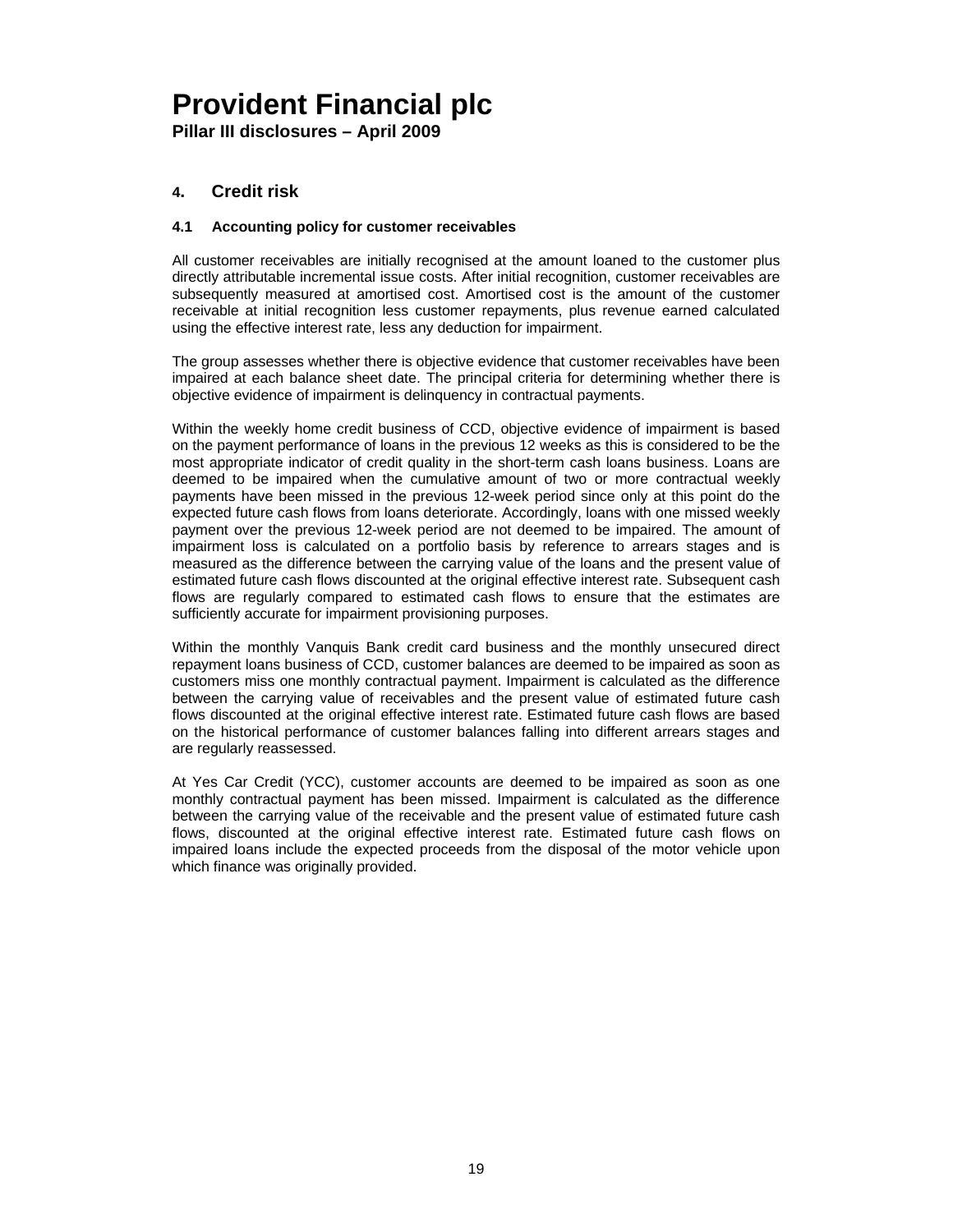## 4. Credit risk

### 4.1 Accounting policy for customer receivables

All customer receivables are initially recognised at the amount loaned to the customer plus directly attributable incremental issue costs. After initial recognition, customer receivables are subsequently measured at amortised cost. Amortised cost is the amount of the customer receivable at initial recognition less customer repayments, plus revenue earned calculated using the effective interest rate, less any deduction for impairment.

The group assesses whether there is objective evidence that customer receivables have been impaired at each balance sheet date. The principal criteria for determining whether there is objective evidence of impairment is delinquency in contractual payments.

Within the weekly home credit business of CCD, objective evidence of impairment is based on the payment performance of loans in the previous 12 weeks as this is considered to be the most appropriate indicator of credit quality in the short-term cash loans business. Loans are deemed to be impaired when the cumulative amount of two or more contractual weekly payments have been missed in the previous 12-week period since only at this point do the expected future cash flows from loans deteriorate. Accordingly, loans with one missed weekly payment over the previous 12-week period are not deemed to be impaired. The amount of impairment loss is calculated on a portfolio basis by reference to arrears stages and is measured as the difference between the carrying value of the loans and the present value of estimated future cash flows discounted at the original effective interest rate. Subsequent cash flows are regularly compared to estimated cash flows to ensure that the estimates are sufficiently accurate for impairment provisioning purposes.

Within the monthly Vanquis Bank credit card business and the monthly unsecured direct repayment loans business of CCD, customer balances are deemed to be impaired as soon as customers miss one monthly contractual payment. Impairment is calculated as the difference between the carrying value of receivables and the present value of estimated future cash flows discounted at the original effective interest rate. Estimated future cash flows are based on the historical performance of customer balances falling into different arrears stages and are regularly reassessed.

At Yes Car Credit (YCC), customer accounts are deemed to be impaired as soon as one monthly contractual payment has been missed. Impairment is calculated as the difference between the carrying value of the receivable and the present value of estimated future cash flows, discounted at the original effective interest rate. Estimated future cash flows on impaired loans include the expected proceeds from the disposal of the motor vehicle upon which finance was originally provided.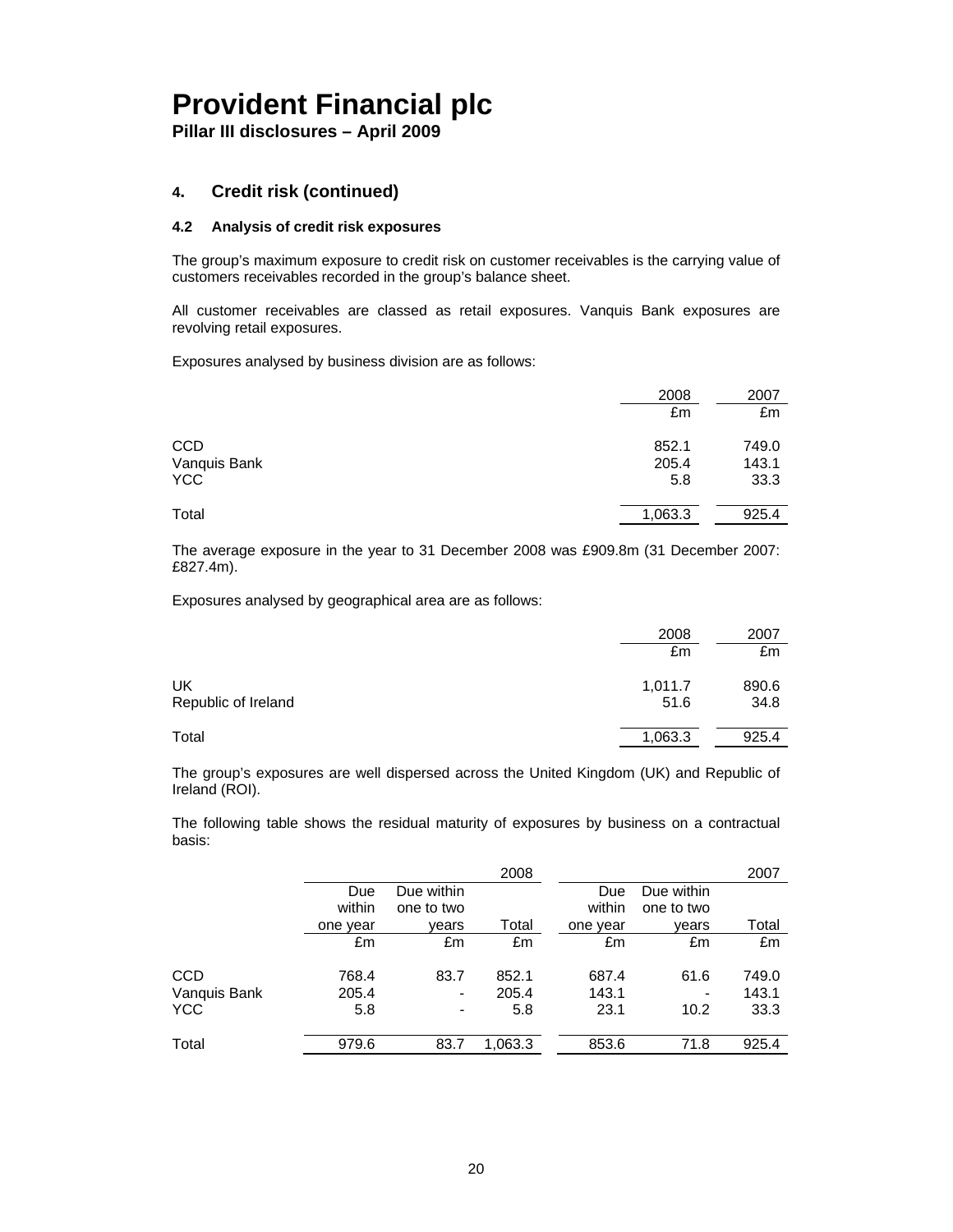# Provident Financial plc

**Pillar III disclosures – April 2009**

## 4. Credit risk (continued)

### 4.2 Analysis of credit risk exposures

The group's maximum exposure to credit risk on customer receivables is the carrying value of customers receivables recorded in the group's balance sheet.

All customer receivables are classed as retail exposures. Vanquis Bank exposures are revolving retail exposures.

Exposures analysed by business division are as follows:

| | 2008 | 2007 |
|---|---|---|
| | £m | £m |
| CCD | 852.1 | 749.0 |
| Vanquis Bank | 205.4 | 143.1 |
| YCC | 5.8 | 33.3 |
| Total | 1,063.3 | 925.4 |

The average exposure in the year to 31 December 2008 was £909.8m (31 December 2007: £827.4m).

Exposures analysed by geographical area are as follows:

| | 2008 | 2007 |
|---|---|---|
| | £m | £m |
| UK | 1,011.7 | 890.6 |
| Republic of Ireland | 51.6 | 34.8 |
| Total | 1,063.3 | 925.4 |

The group's exposures are well dispersed across the United Kingdom (UK) and Republic of Ireland (ROI).

The following table shows the residual maturity of exposures by business on a contractual basis:

| | | | 2008 | | | 2007 |
|---|---|---|---|---|---|---|
| | Due within one year | Due within one to two years | Total | Due within one year | Due within one to two years | Total |
| | £m | £m | £m | £m | £m | £m |
| CCD | 768.4 | 83.7 | 852.1 | 687.4 | 61.6 | 749.0 |
| Vanquis Bank | 205.4 | - | 205.4 | 143.1 | - | 143.1 |
| YCC | 5.8 | - | 5.8 | 23.1 | 10.2 | 33.3 |
| Total | 979.6 | 83.7 | 1,063.3 | 853.6 | 71.8 | 925.4 |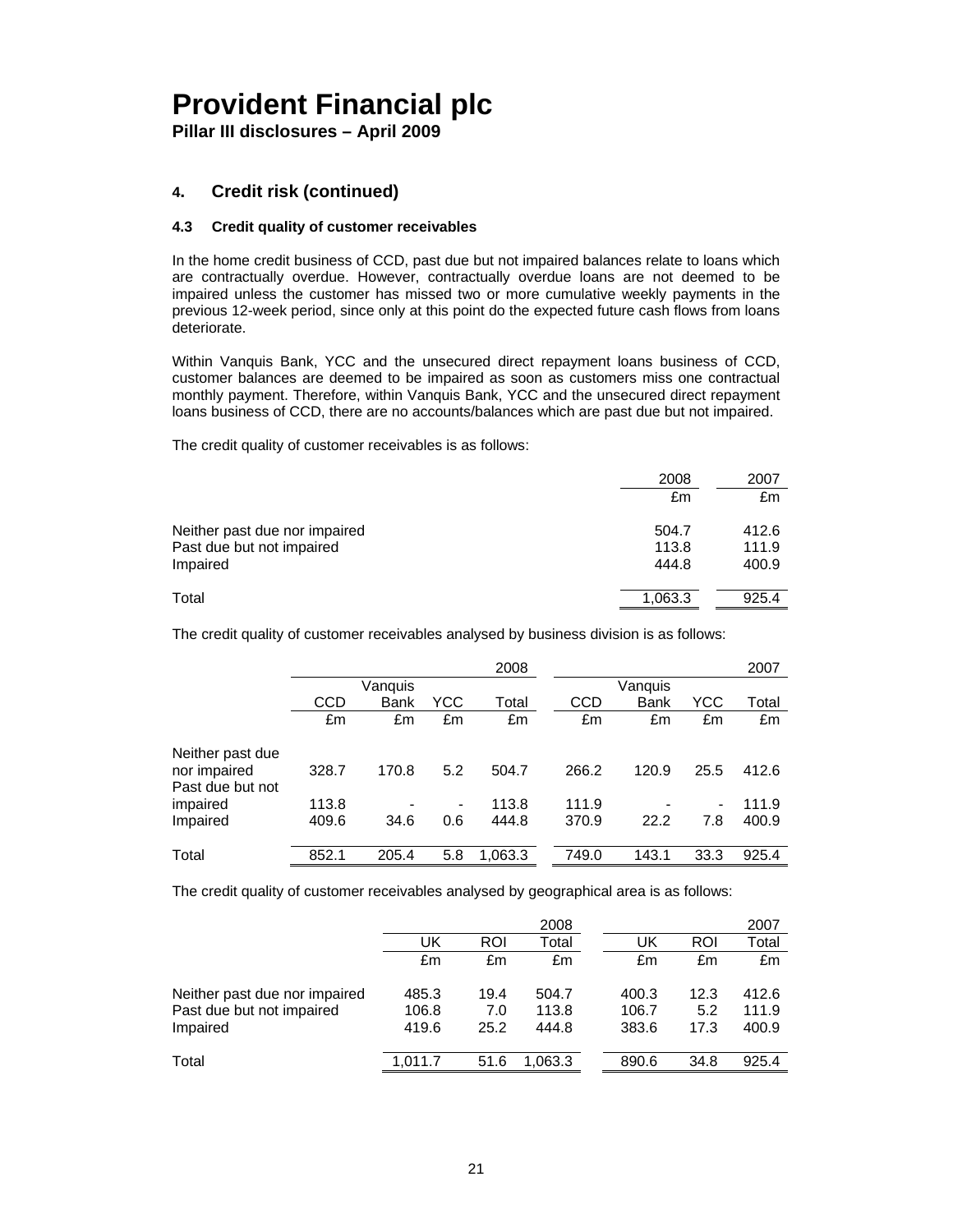# Provident Financial plc

**Pillar III disclosures – April 2009**

## 4. Credit risk (continued)

### 4.3 Credit quality of customer receivables

In the home credit business of CCD, past due but not impaired balances relate to loans which are contractually overdue. However, contractually overdue loans are not deemed to be impaired unless the customer has missed two or more cumulative weekly payments in the previous 12-week period, since only at this point do the expected future cash flows from loans deteriorate.

Within Vanquis Bank, YCC and the unsecured direct repayment loans business of CCD, customer balances are deemed to be impaired as soon as customers miss one contractual monthly payment. Therefore, within Vanquis Bank, YCC and the unsecured direct repayment loans business of CCD, there are no accounts/balances which are past due but not impaired.

The credit quality of customer receivables is as follows:

| | 2008 | 2007 |
|---|---|---|
| | £m | £m |
| Neither past due nor impaired | 504.7 | 412.6 |
| Past due but not impaired | 113.8 | 111.9 |
| Impaired | 444.8 | 400.9 |
| Total | 1,063.3 | 925.4 |

The credit quality of customer receivables analysed by business division is as follows:

| | | | | 2008 | | | | 2007 |
|---|---|---|---|---|---|---|---|---|
| | CCD | Vanquis Bank | YCC | Total | CCD | Vanquis Bank | YCC | Total |
| | £m | £m | £m | £m | £m | £m | £m | £m |
| Neither past due nor impaired | 328.7 | 170.8 | 5.2 | 504.7 | 266.2 | 120.9 | 25.5 | 412.6 |
| Past due but not impaired | 113.8 | - | - | 113.8 | 111.9 | - | - | 111.9 |
| Impaired | 409.6 | 34.6 | 0.6 | 444.8 | 370.9 | 22.2 | 7.8 | 400.9 |
| Total | 852.1 | 205.4 | 5.8 | 1,063.3 | 749.0 | 143.1 | 33.3 | 925.4 |

The credit quality of customer receivables analysed by geographical area is as follows:

| | | | 2008 | | | 2007 |
|---|---|---|---|---|---|---|
| | UK | ROI | Total | UK | ROI | Total |
| | £m | £m | £m | £m | £m | £m |
| Neither past due nor impaired | 485.3 | 19.4 | 504.7 | 400.3 | 12.3 | 412.6 |
| Past due but not impaired | 106.8 | 7.0 | 113.8 | 106.7 | 5.2 | 111.9 |
| Impaired | 419.6 | 25.2 | 444.8 | 383.6 | 17.3 | 400.9 |
| Total | 1,011.7 | 51.6 | 1,063.3 | 890.6 | 34.8 | 925.4 |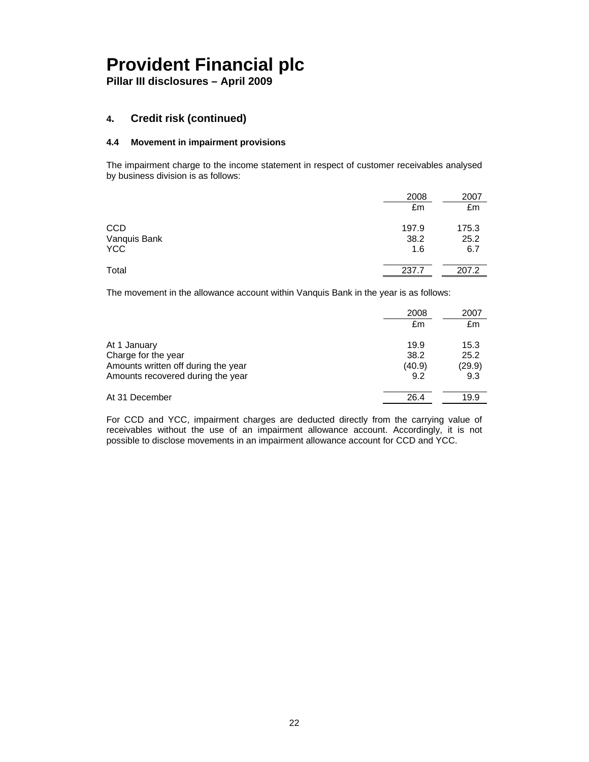# Provident Financial plc

**Pillar III disclosures – April 2009**

## 4. Credit risk (continued)

### 4.4 Movement in impairment provisions

The impairment charge to the income statement in respect of customer receivables analysed by business division is as follows:

| | 2008 | 2007 |
|---|---|---|
| | £m | £m |
| CCD | 197.9 | 175.3 |
| Vanquis Bank | 38.2 | 25.2 |
| YCC | 1.6 | 6.7 |
| Total | 237.7 | 207.2 |

The movement in the allowance account within Vanquis Bank in the year is as follows:

| | 2008 | 2007 |
|---|---|---|
| | £m | £m |
| At 1 January | 19.9 | 15.3 |
| Charge for the year | 38.2 | 25.2 |
| Amounts written off during the year | (40.9) | (29.9) |
| Amounts recovered during the year | 9.2 | 9.3 |
| At 31 December | 26.4 | 19.9 |

For CCD and YCC, impairment charges are deducted directly from the carrying value of receivables without the use of an impairment allowance account. Accordingly, it is not possible to disclose movements in an impairment allowance account for CCD and YCC.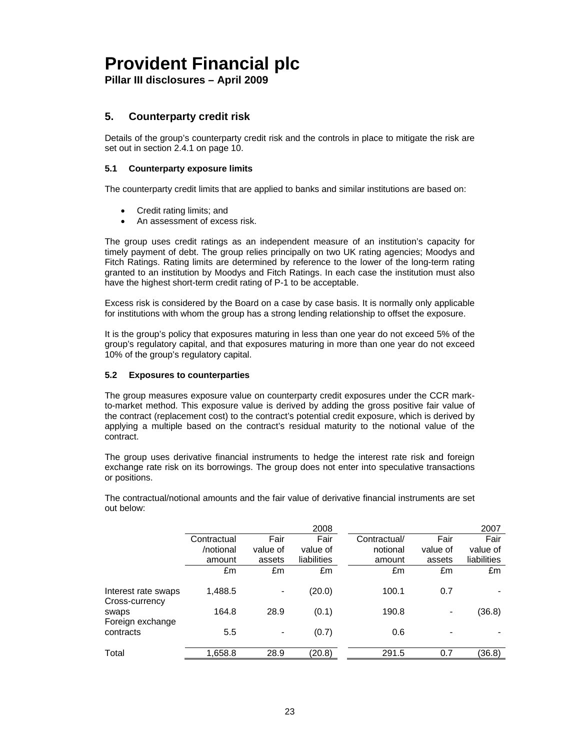## 5. Counterparty credit risk

Details of the group's counterparty credit risk and the controls in place to mitigate the risk are set out in section 2.4.1 on page 10.

### 5.1 Counterparty exposure limits

The counterparty credit limits that are applied to banks and similar institutions are based on:

- Credit rating limits; and
- An assessment of excess risk.

The group uses credit ratings as an independent measure of an institution's capacity for timely payment of debt. The group relies principally on two UK rating agencies; Moodys and Fitch Ratings. Rating limits are determined by reference to the lower of the long-term rating granted to an institution by Moodys and Fitch Ratings. In each case the institution must also have the highest short-term credit rating of P-1 to be acceptable.

Excess risk is considered by the Board on a case by case basis. It is normally only applicable for institutions with whom the group has a strong lending relationship to offset the exposure.

It is the group's policy that exposures maturing in less than one year do not exceed 5% of the group's regulatory capital, and that exposures maturing in more than one year do not exceed 10% of the group's regulatory capital.

### 5.2 Exposures to counterparties

The group measures exposure value on counterparty credit exposures under the CCR mark-to-market method. This exposure value is derived by adding the gross positive fair value of the contract (replacement cost) to the contract's potential credit exposure, which is derived by applying a multiple based on the contract's residual maturity to the notional value of the contract.

The group uses derivative financial instruments to hedge the interest rate risk and foreign exchange rate risk on its borrowings. The group does not enter into speculative transactions or positions.

The contractual/notional amounts and the fair value of derivative financial instruments are set out below:

| | | | 2008 | | | 2007 |
|---|---|---|---|---|---|---|
| | Contractual /notional amount | Fair value of assets | Fair value of liabilities | Contractual/ notional amount | Fair value of assets | Fair value of liabilities |
| | £m | £m | £m | £m | £m | £m |
| Interest rate swaps | 1,488.5 | - | (20.0) | 100.1 | 0.7 | - |
| Cross-currency swaps | 164.8 | 28.9 | (0.1) | 190.8 | - | (36.8) |
| Foreign exchange contracts | 5.5 | - | (0.7) | 0.6 | - | - |
| Total | 1,658.8 | 28.9 | (20.8) | 291.5 | 0.7 | (36.8) |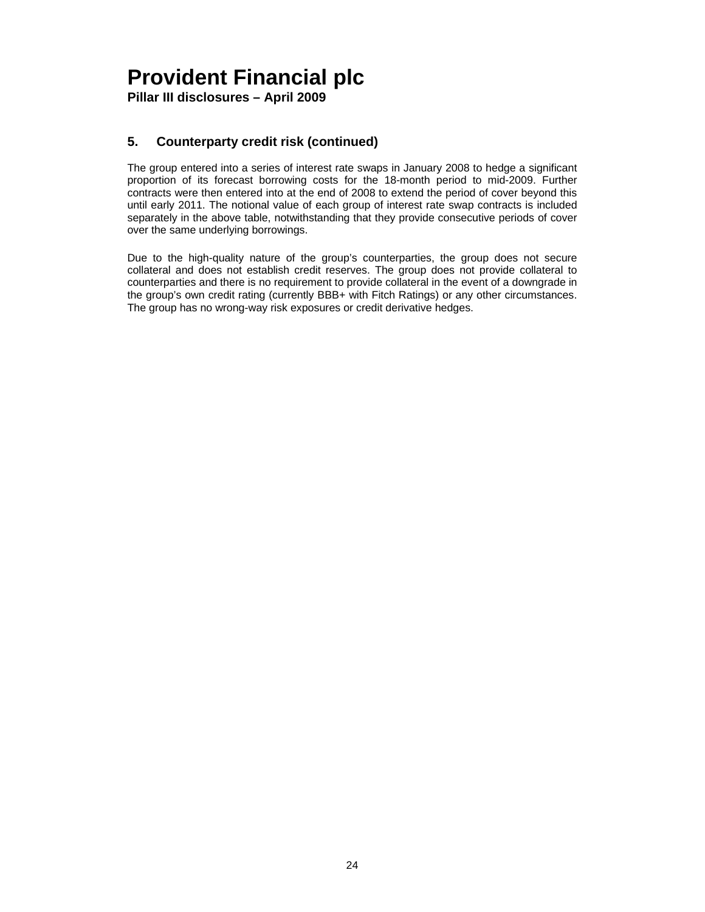## 5. Counterparty credit risk (continued)

The group entered into a series of interest rate swaps in January 2008 to hedge a significant proportion of its forecast borrowing costs for the 18-month period to mid-2009. Further contracts were then entered into at the end of 2008 to extend the period of cover beyond this until early 2011. The notional value of each group of interest rate swap contracts is included separately in the above table, notwithstanding that they provide consecutive periods of cover over the same underlying borrowings.

Due to the high-quality nature of the group's counterparties, the group does not secure collateral and does not establish credit reserves. The group does not provide collateral to counterparties and there is no requirement to provide collateral in the event of a downgrade in the group's own credit rating (currently BBB+ with Fitch Ratings) or any other circumstances. The group has no wrong-way risk exposures or credit derivative hedges.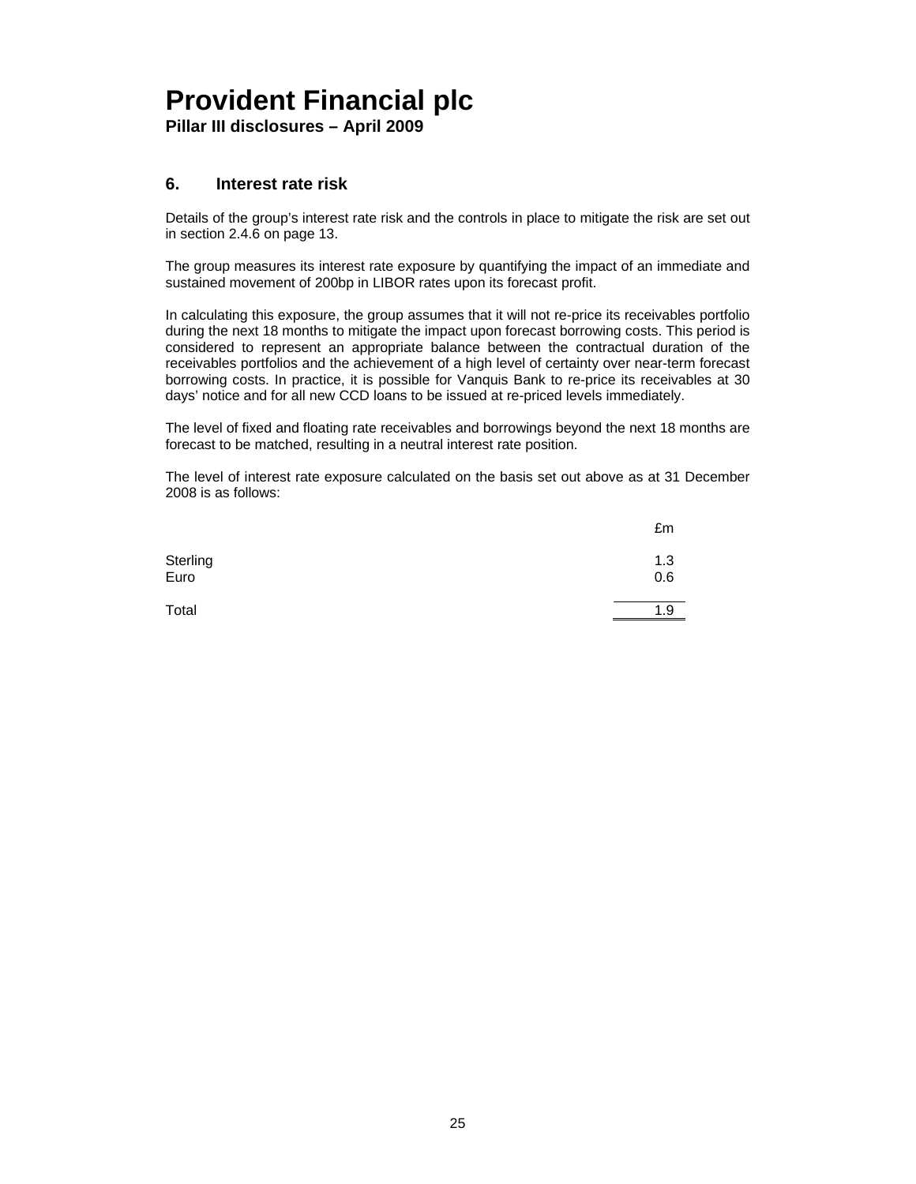# Provident Financial plc

**Pillar III disclosures – April 2009**

## 6. Interest rate risk

Details of the group's interest rate risk and the controls in place to mitigate the risk are set out in section 2.4.6 on page 13.

The group measures its interest rate exposure by quantifying the impact of an immediate and sustained movement of 200bp in LIBOR rates upon its forecast profit.

In calculating this exposure, the group assumes that it will not re-price its receivables portfolio during the next 18 months to mitigate the impact upon forecast borrowing costs. This period is considered to represent an appropriate balance between the contractual duration of the receivables portfolios and the achievement of a high level of certainty over near-term forecast borrowing costs. In practice, it is possible for Vanquis Bank to re-price its receivables at 30 days' notice and for all new CCD loans to be issued at re-priced levels immediately.

The level of fixed and floating rate receivables and borrowings beyond the next 18 months are forecast to be matched, resulting in a neutral interest rate position.

The level of interest rate exposure calculated on the basis set out above as at 31 December 2008 is as follows:

| | £m |
|---|---|
| Sterling | 1.3 |
| Euro | 0.6 |
| Total | 1.9 |